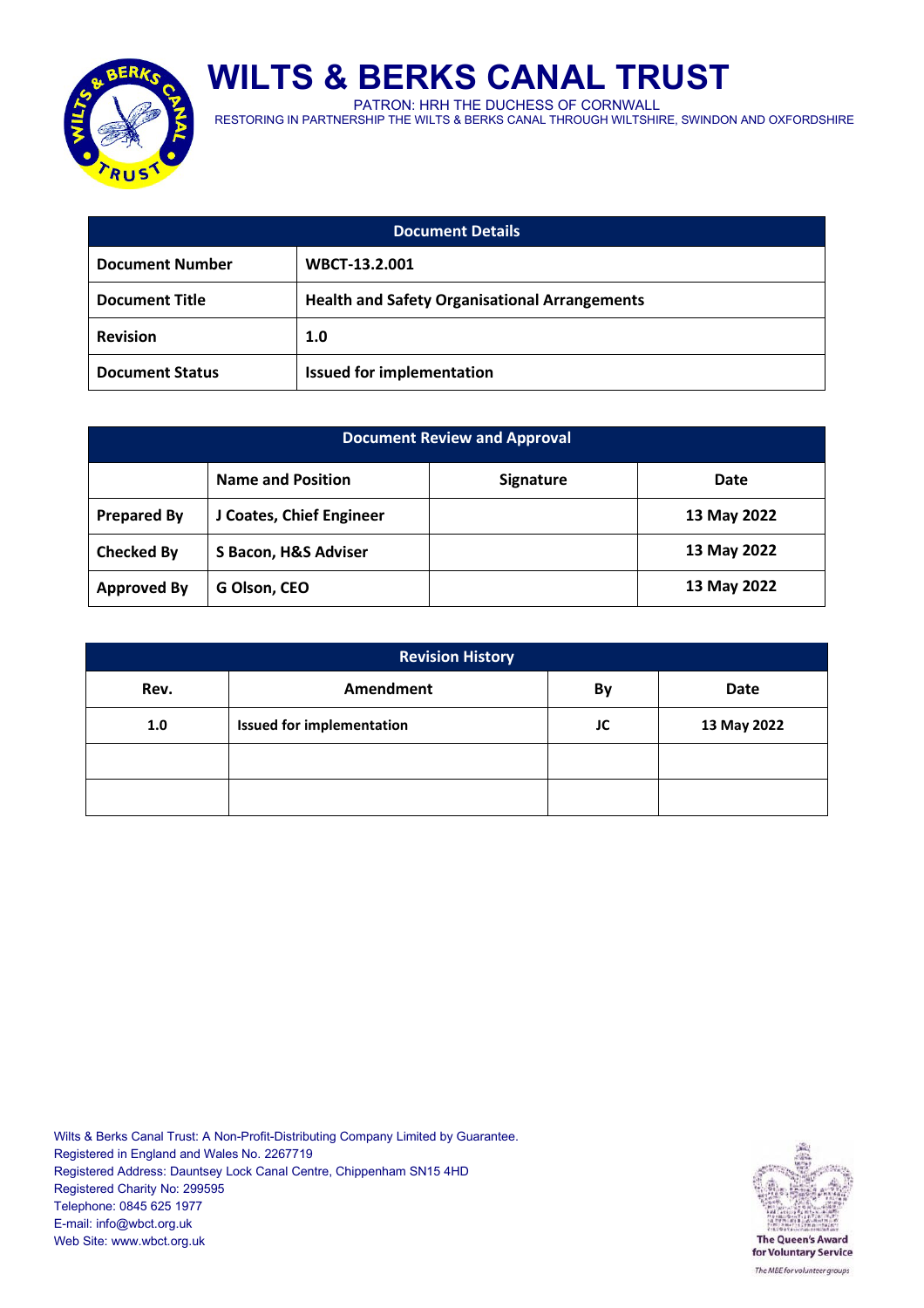# WILTS & BERKS CANAL TRUST

PATRON: HRH THE DUCHESS OF CORNWALL

RESTORING IN PARTNERSHIP THE WILTS & BERKS CANAL THROUGH WILTSHIRE, SWINDON AND OXFORDSHIRE

| Document Details | |
|---|---|
| **Document Number** | **WBCT-13.2.001** |
| **Document Title** | **Health and Safety Organisational Arrangements** |
| **Revision** | **1.0** |
| **Document Status** | **Issued for implementation** |

| Document Review and Approval | | | |
|---|---|---|---|
| | **Name and Position** | **Signature** | **Date** |
| **Prepared By** | **J Coates, Chief Engineer** | | **13 May 2022** |
| **Checked By** | **S Bacon, H&S Adviser** | | **13 May 2022** |
| **Approved By** | **G Olson, CEO** | | **13 May 2022** |

| Revision History | | | |
|---|---|---|---|
| **Rev.** | **Amendment** | **By** | **Date** |
| **1.0** | **Issued for implementation** | **JC** | **13 May 2022** |
| | | | |
| | | | |

Wilts & Berks Canal Trust: A Non-Profit-Distributing Company Limited by Guarantee.
Registered in England and Wales No. 2267719
Registered Address: Dauntsey Lock Canal Centre, Chippenham SN15 4HD
Registered Charity No: 299595
Telephone: 0845 625 1977
E-mail: info@wbct.org.uk
Web Site: www.wbct.org.uk

The Queen's Award for Voluntary Service

*The MBE for volunteer groups*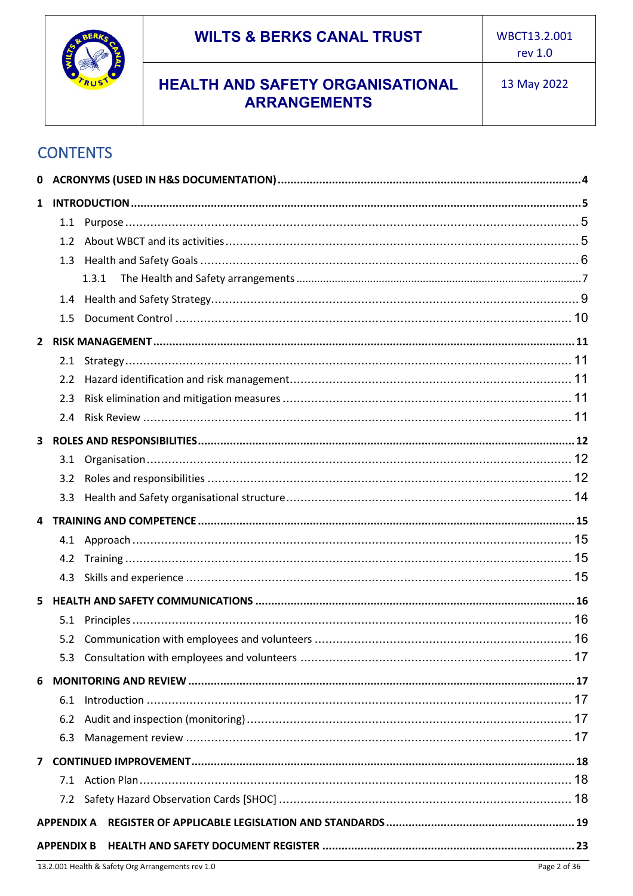| | WILTS & BERKS CANAL TRUST | WBCT13.2.001 rev 1.0 |
|---|---|---|
| | HEALTH AND SAFETY ORGANISATIONAL ARRANGEMENTS | 13 May 2022 |

# CONTENTS

**0 ACRONYMS (USED IN H&S DOCUMENTATION)** ..... 4

**1 INTRODUCTION** ..... 5

- 1.1 Purpose ..... 5
- 1.2 About WBCT and its activities ..... 5
- 1.3 Health and Safety Goals ..... 6
  - 1.3.1 The Health and Safety arrangements ..... 7
- 1.4 Health and Safety Strategy ..... 9
- 1.5 Document Control ..... 10

**2 RISK MANAGEMENT** ..... 11

- 2.1 Strategy ..... 11
- 2.2 Hazard identification and risk management ..... 11
- 2.3 Risk elimination and mitigation measures ..... 11
- 2.4 Risk Review ..... 11

**3 ROLES AND RESPONSIBILITIES** ..... 12

- 3.1 Organisation ..... 12
- 3.2 Roles and responsibilities ..... 12
- 3.3 Health and Safety organisational structure ..... 14

**4 TRAINING AND COMPETENCE** ..... 15

- 4.1 Approach ..... 15
- 4.2 Training ..... 15
- 4.3 Skills and experience ..... 15

**5 HEALTH AND SAFETY COMMUNICATIONS** ..... 16

- 5.1 Principles ..... 16
- 5.2 Communication with employees and volunteers ..... 16
- 5.3 Consultation with employees and volunteers ..... 17

**6 MONITORING AND REVIEW** ..... 17

- 6.1 Introduction ..... 17
- 6.2 Audit and inspection (monitoring) ..... 17
- 6.3 Management review ..... 17

**7 CONTINUED IMPROVEMENT** ..... 18

- 7.1 Action Plan ..... 18
- 7.2 Safety Hazard Observation Cards [SHOC] ..... 18

**APPENDIX A REGISTER OF APPLICABLE LEGISLATION AND STANDARDS** ..... 19

**APPENDIX B HEALTH AND SAFETY DOCUMENT REGISTER** ..... 23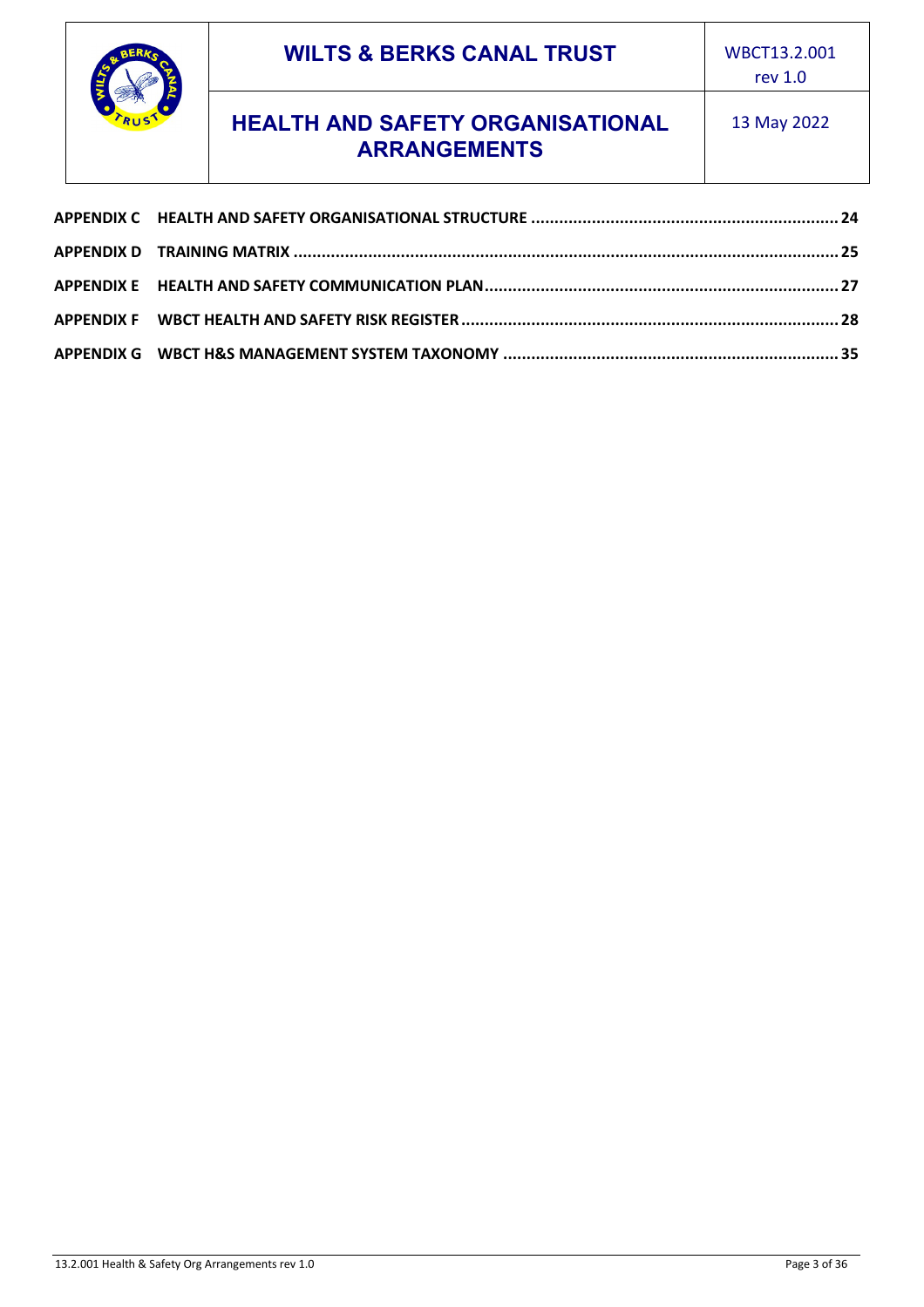APPENDIX C HEALTH AND SAFETY ORGANISATIONAL STRUCTURE ........................................................................ 24

APPENDIX D TRAINING MATRIX ........................................................................................................................ 25

APPENDIX E HEALTH AND SAFETY COMMUNICATION PLAN............................................................................ 27

APPENDIX F WBCT HEALTH AND SAFETY RISK REGISTER ................................................................................ 28

APPENDIX G WBCT H&S MANAGEMENT SYSTEM TAXONOMY ...................................................................... 35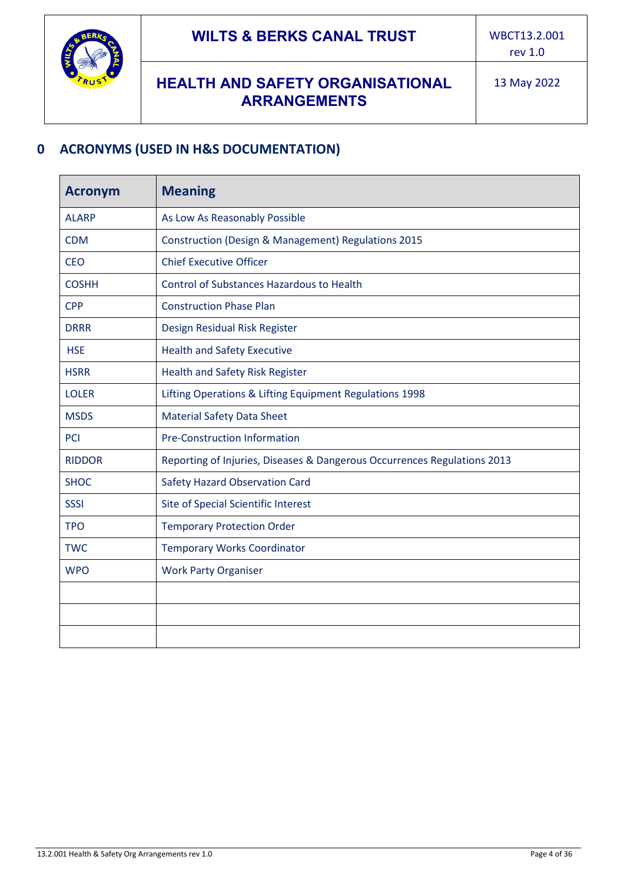# 0 ACRONYMS (USED IN H&S DOCUMENTATION)

| Acronym | Meaning |
|---|---|
| ALARP | As Low As Reasonably Possible |
| CDM | Construction (Design & Management) Regulations 2015 |
| CEO | Chief Executive Officer |
| COSHH | Control of Substances Hazardous to Health |
| CPP | Construction Phase Plan |
| DRRR | Design Residual Risk Register |
| HSE | Health and Safety Executive |
| HSRR | Health and Safety Risk Register |
| LOLER | Lifting Operations & Lifting Equipment Regulations 1998 |
| MSDS | Material Safety Data Sheet |
| PCI | Pre-Construction Information |
| RIDDOR | Reporting of Injuries, Diseases & Dangerous Occurrences Regulations 2013 |
| SHOC | Safety Hazard Observation Card |
| SSSI | Site of Special Scientific Interest |
| TPO | Temporary Protection Order |
| TWC | Temporary Works Coordinator |
| WPO | Work Party Organiser |
| | |
| | |
| | |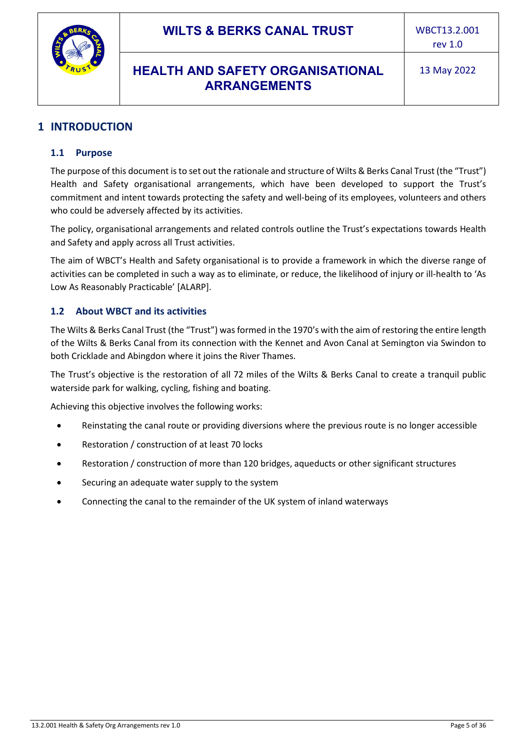# 1 INTRODUCTION

## 1.1 Purpose

The purpose of this document is to set out the rationale and structure of Wilts & Berks Canal Trust (the "Trust") Health and Safety organisational arrangements, which have been developed to support the Trust's commitment and intent towards protecting the safety and well-being of its employees, volunteers and others who could be adversely affected by its activities.

The policy, organisational arrangements and related controls outline the Trust's expectations towards Health and Safety and apply across all Trust activities.

The aim of WBCT's Health and Safety organisational is to provide a framework in which the diverse range of activities can be completed in such a way as to eliminate, or reduce, the likelihood of injury or ill-health to 'As Low As Reasonably Practicable' [ALARP].

## 1.2 About WBCT and its activities

The Wilts & Berks Canal Trust (the "Trust") was formed in the 1970's with the aim of restoring the entire length of the Wilts & Berks Canal from its connection with the Kennet and Avon Canal at Semington via Swindon to both Cricklade and Abingdon where it joins the River Thames.

The Trust's objective is the restoration of all 72 miles of the Wilts & Berks Canal to create a tranquil public waterside park for walking, cycling, fishing and boating.

Achieving this objective involves the following works:

- Reinstating the canal route or providing diversions where the previous route is no longer accessible
- Restoration / construction of at least 70 locks
- Restoration / construction of more than 120 bridges, aqueducts or other significant structures
- Securing an adequate water supply to the system
- Connecting the canal to the remainder of the UK system of inland waterways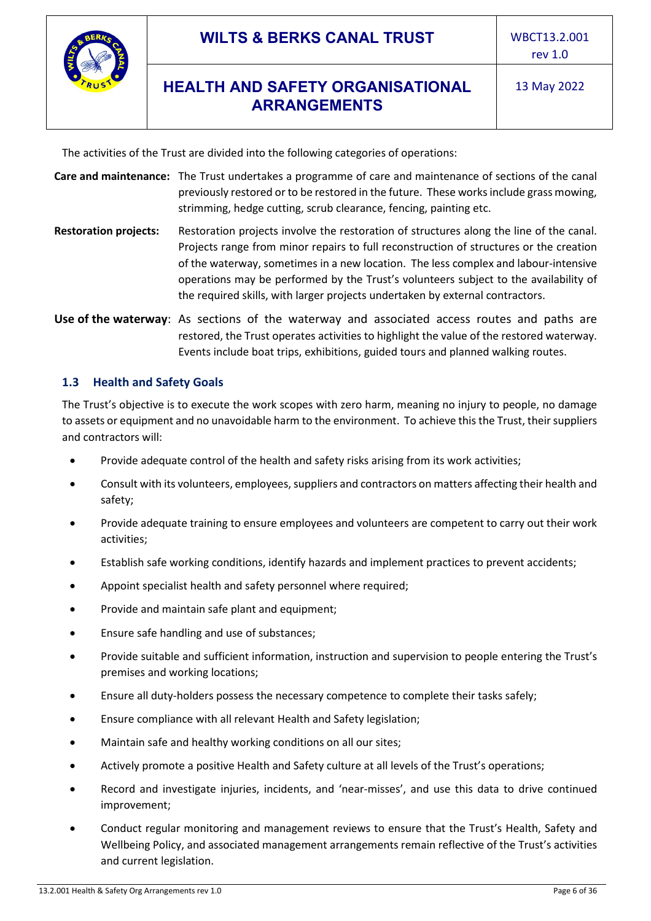The activities of the Trust are divided into the following categories of operations:

**Care and maintenance:** The Trust undertakes a programme of care and maintenance of sections of the canal previously restored or to be restored in the future. These works include grass mowing, strimming, hedge cutting, scrub clearance, fencing, painting etc.

**Restoration projects:** Restoration projects involve the restoration of structures along the line of the canal. Projects range from minor repairs to full reconstruction of structures or the creation of the waterway, sometimes in a new location. The less complex and labour-intensive operations may be performed by the Trust's volunteers subject to the availability of the required skills, with larger projects undertaken by external contractors.

**Use of the waterway**: As sections of the waterway and associated access routes and paths are restored, the Trust operates activities to highlight the value of the restored waterway. Events include boat trips, exhibitions, guided tours and planned walking routes.

### 1.3 Health and Safety Goals

The Trust's objective is to execute the work scopes with zero harm, meaning no injury to people, no damage to assets or equipment and no unavoidable harm to the environment. To achieve this the Trust, their suppliers and contractors will:

- Provide adequate control of the health and safety risks arising from its work activities;
- Consult with its volunteers, employees, suppliers and contractors on matters affecting their health and safety;
- Provide adequate training to ensure employees and volunteers are competent to carry out their work activities;
- Establish safe working conditions, identify hazards and implement practices to prevent accidents;
- Appoint specialist health and safety personnel where required;
- Provide and maintain safe plant and equipment;
- Ensure safe handling and use of substances;
- Provide suitable and sufficient information, instruction and supervision to people entering the Trust's premises and working locations;
- Ensure all duty-holders possess the necessary competence to complete their tasks safely;
- Ensure compliance with all relevant Health and Safety legislation;
- Maintain safe and healthy working conditions on all our sites;
- Actively promote a positive Health and Safety culture at all levels of the Trust's operations;
- Record and investigate injuries, incidents, and 'near-misses', and use this data to drive continued improvement;
- Conduct regular monitoring and management reviews to ensure that the Trust's Health, Safety and Wellbeing Policy, and associated management arrangements remain reflective of the Trust's activities and current legislation.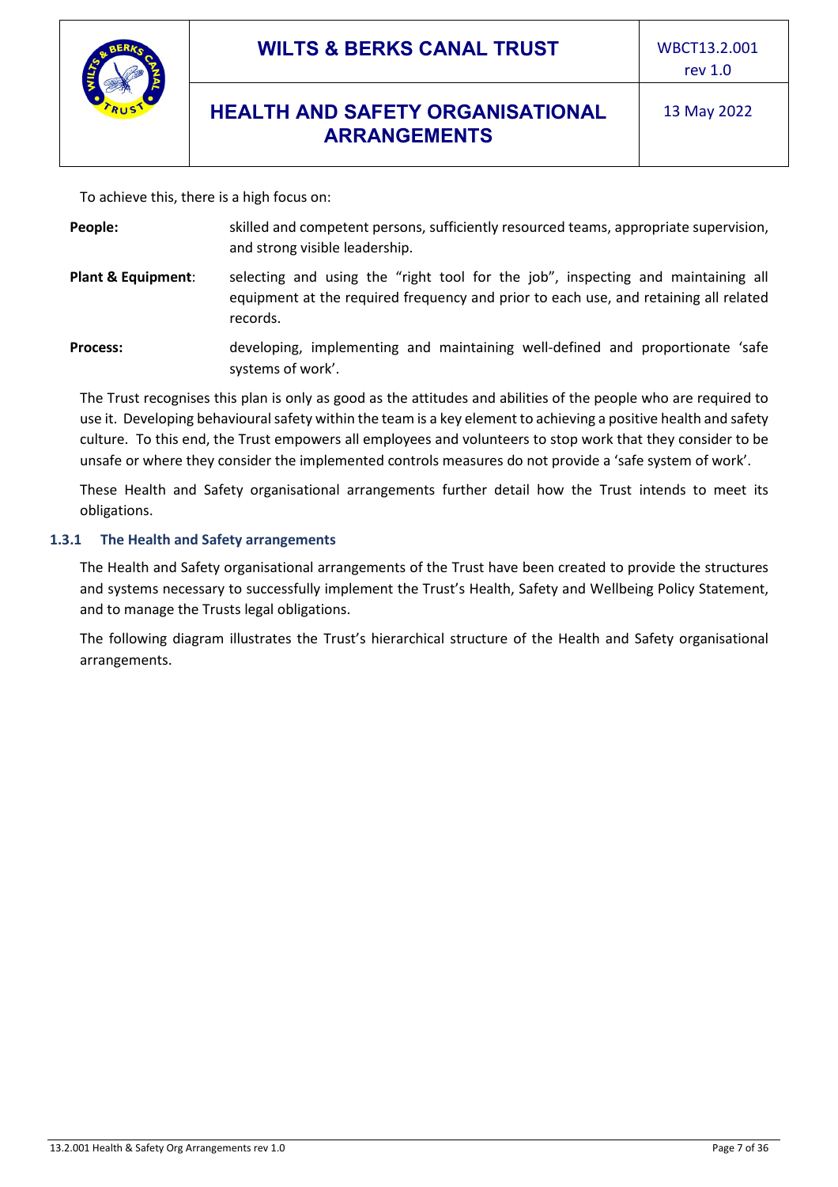To achieve this, there is a high focus on:

**People:** skilled and competent persons, sufficiently resourced teams, appropriate supervision, and strong visible leadership.

**Plant & Equipment**: selecting and using the "right tool for the job", inspecting and maintaining all equipment at the required frequency and prior to each use, and retaining all related records.

**Process:** developing, implementing and maintaining well-defined and proportionate 'safe systems of work'.

The Trust recognises this plan is only as good as the attitudes and abilities of the people who are required to use it. Developing behavioural safety within the team is a key element to achieving a positive health and safety culture. To this end, the Trust empowers all employees and volunteers to stop work that they consider to be unsafe or where they consider the implemented controls measures do not provide a 'safe system of work'.

These Health and Safety organisational arrangements further detail how the Trust intends to meet its obligations.

### 1.3.1 The Health and Safety arrangements

The Health and Safety organisational arrangements of the Trust have been created to provide the structures and systems necessary to successfully implement the Trust's Health, Safety and Wellbeing Policy Statement, and to manage the Trusts legal obligations.

The following diagram illustrates the Trust's hierarchical structure of the Health and Safety organisational arrangements.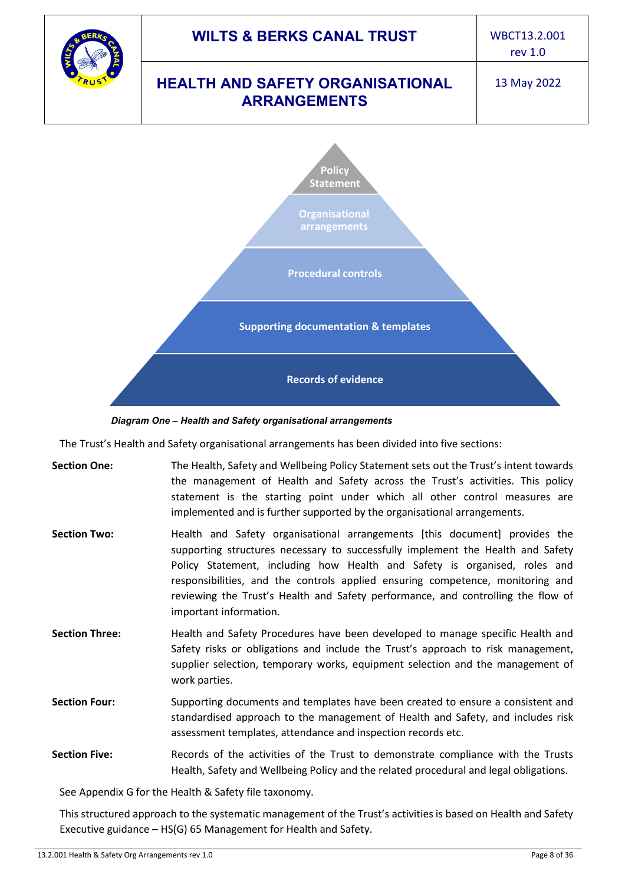Policy Statement

Organisational arrangements

Procedural controls

Supporting documentation & templates

Records of evidence

***Diagram One – Health and Safety organisational arrangements***

The Trust's Health and Safety organisational arrangements has been divided into five sections:

**Section One:** The Health, Safety and Wellbeing Policy Statement sets out the Trust's intent towards the management of Health and Safety across the Trust's activities. This policy statement is the starting point under which all other control measures are implemented and is further supported by the organisational arrangements.

**Section Two:** Health and Safety organisational arrangements [this document] provides the supporting structures necessary to successfully implement the Health and Safety Policy Statement, including how Health and Safety is organised, roles and responsibilities, and the controls applied ensuring competence, monitoring and reviewing the Trust's Health and Safety performance, and controlling the flow of important information.

**Section Three:** Health and Safety Procedures have been developed to manage specific Health and Safety risks or obligations and include the Trust's approach to risk management, supplier selection, temporary works, equipment selection and the management of work parties.

**Section Four:** Supporting documents and templates have been created to ensure a consistent and standardised approach to the management of Health and Safety, and includes risk assessment templates, attendance and inspection records etc.

**Section Five:** Records of the activities of the Trust to demonstrate compliance with the Trusts Health, Safety and Wellbeing Policy and the related procedural and legal obligations.

See Appendix G for the Health & Safety file taxonomy.

This structured approach to the systematic management of the Trust's activities is based on Health and Safety Executive guidance – HS(G) 65 Management for Health and Safety.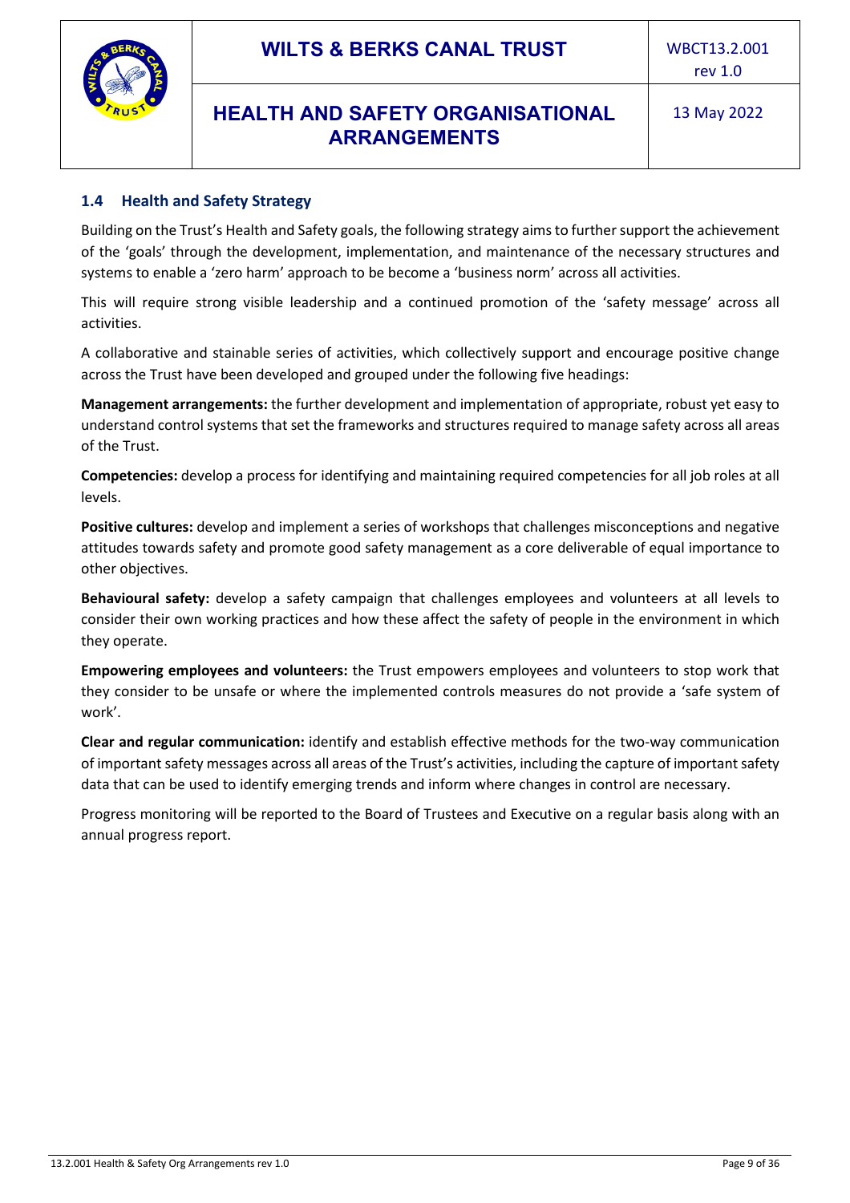### 1.4 Health and Safety Strategy

Building on the Trust's Health and Safety goals, the following strategy aims to further support the achievement of the 'goals' through the development, implementation, and maintenance of the necessary structures and systems to enable a 'zero harm' approach to be become a 'business norm' across all activities.

This will require strong visible leadership and a continued promotion of the 'safety message' across all activities.

A collaborative and stainable series of activities, which collectively support and encourage positive change across the Trust have been developed and grouped under the following five headings:

**Management arrangements:** the further development and implementation of appropriate, robust yet easy to understand control systems that set the frameworks and structures required to manage safety across all areas of the Trust.

**Competencies:** develop a process for identifying and maintaining required competencies for all job roles at all levels.

**Positive cultures:** develop and implement a series of workshops that challenges misconceptions and negative attitudes towards safety and promote good safety management as a core deliverable of equal importance to other objectives.

**Behavioural safety:** develop a safety campaign that challenges employees and volunteers at all levels to consider their own working practices and how these affect the safety of people in the environment in which they operate.

**Empowering employees and volunteers:** the Trust empowers employees and volunteers to stop work that they consider to be unsafe or where the implemented controls measures do not provide a 'safe system of work'.

**Clear and regular communication:** identify and establish effective methods for the two-way communication of important safety messages across all areas of the Trust's activities, including the capture of important safety data that can be used to identify emerging trends and inform where changes in control are necessary.

Progress monitoring will be reported to the Board of Trustees and Executive on a regular basis along with an annual progress report.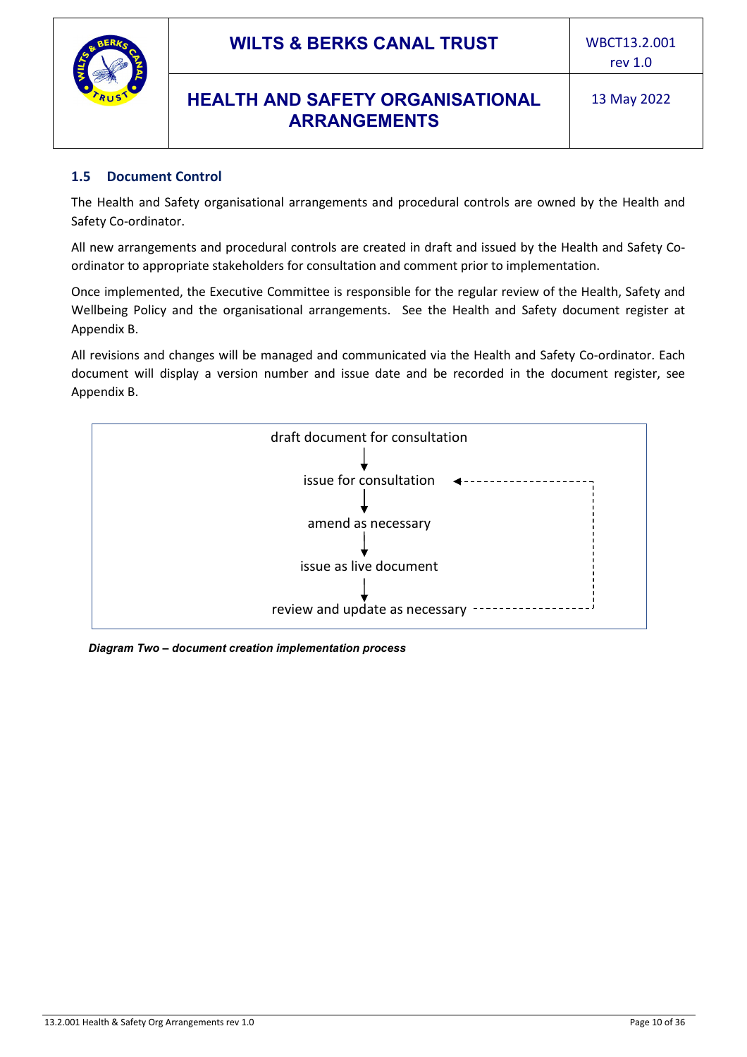### 1.5 Document Control

The Health and Safety organisational arrangements and procedural controls are owned by the Health and Safety Co-ordinator.

All new arrangements and procedural controls are created in draft and issued by the Health and Safety Co-ordinator to appropriate stakeholders for consultation and comment prior to implementation.

Once implemented, the Executive Committee is responsible for the regular review of the Health, Safety and Wellbeing Policy and the organisational arrangements. See the Health and Safety document register at Appendix B.

All revisions and changes will be managed and communicated via the Health and Safety Co-ordinator. Each document will display a version number and issue date and be recorded in the document register, see Appendix B.

draft document for consultation
↓
issue for consultation ←
↓
amend as necessary
↓
issue as live document
↓
review and update as necessary (returns to "issue for consultation")

*Diagram Two – document creation implementation process*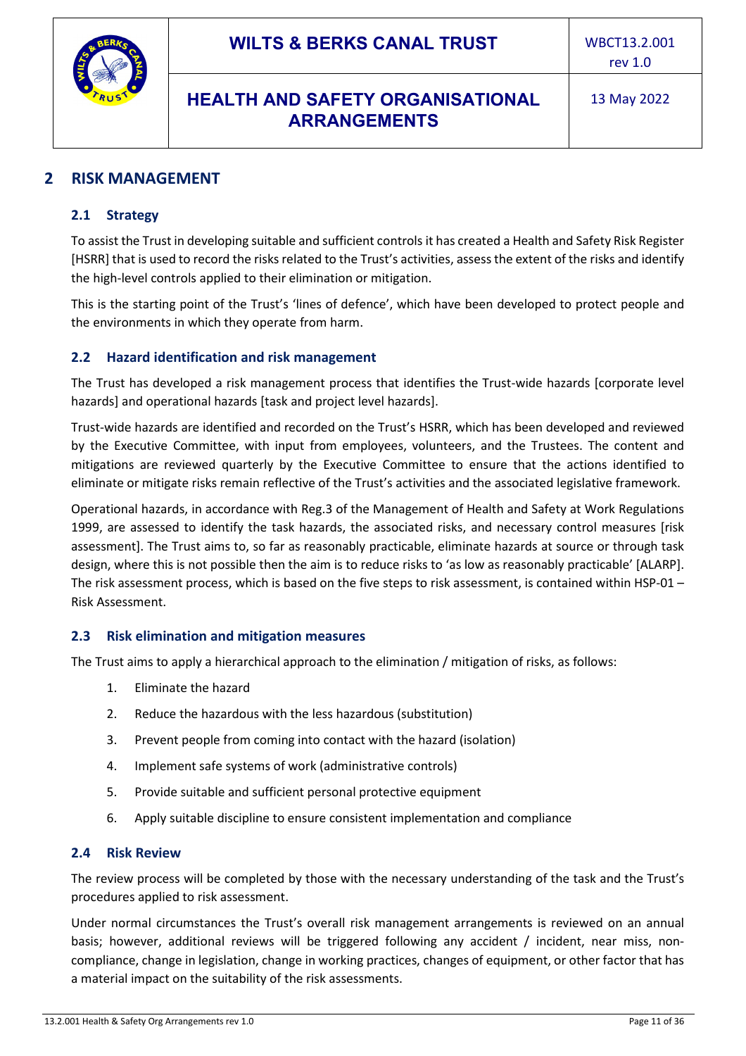## 2 RISK MANAGEMENT

### 2.1 Strategy

To assist the Trust in developing suitable and sufficient controls it has created a Health and Safety Risk Register [HSRR] that is used to record the risks related to the Trust's activities, assess the extent of the risks and identify the high-level controls applied to their elimination or mitigation.

This is the starting point of the Trust's 'lines of defence', which have been developed to protect people and the environments in which they operate from harm.

### 2.2 Hazard identification and risk management

The Trust has developed a risk management process that identifies the Trust-wide hazards [corporate level hazards] and operational hazards [task and project level hazards].

Trust-wide hazards are identified and recorded on the Trust's HSRR, which has been developed and reviewed by the Executive Committee, with input from employees, volunteers, and the Trustees. The content and mitigations are reviewed quarterly by the Executive Committee to ensure that the actions identified to eliminate or mitigate risks remain reflective of the Trust's activities and the associated legislative framework.

Operational hazards, in accordance with Reg.3 of the Management of Health and Safety at Work Regulations 1999, are assessed to identify the task hazards, the associated risks, and necessary control measures [risk assessment]. The Trust aims to, so far as reasonably practicable, eliminate hazards at source or through task design, where this is not possible then the aim is to reduce risks to 'as low as reasonably practicable' [ALARP]. The risk assessment process, which is based on the five steps to risk assessment, is contained within HSP-01 – Risk Assessment.

### 2.3 Risk elimination and mitigation measures

The Trust aims to apply a hierarchical approach to the elimination / mitigation of risks, as follows:

1. Eliminate the hazard
2. Reduce the hazardous with the less hazardous (substitution)
3. Prevent people from coming into contact with the hazard (isolation)
4. Implement safe systems of work (administrative controls)
5. Provide suitable and sufficient personal protective equipment
6. Apply suitable discipline to ensure consistent implementation and compliance

### 2.4 Risk Review

The review process will be completed by those with the necessary understanding of the task and the Trust's procedures applied to risk assessment.

Under normal circumstances the Trust's overall risk management arrangements is reviewed on an annual basis; however, additional reviews will be triggered following any accident / incident, near miss, non-compliance, change in legislation, change in working practices, changes of equipment, or other factor that has a material impact on the suitability of the risk assessments.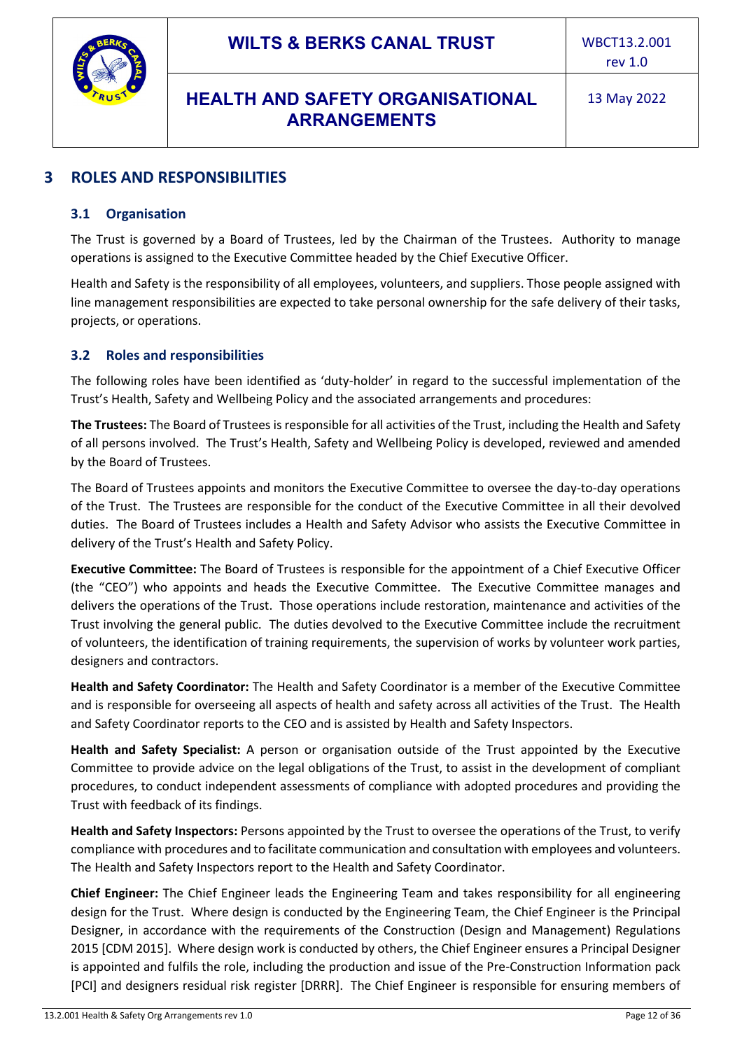# 3 ROLES AND RESPONSIBILITIES

## 3.1 Organisation

The Trust is governed by a Board of Trustees, led by the Chairman of the Trustees. Authority to manage operations is assigned to the Executive Committee headed by the Chief Executive Officer.

Health and Safety is the responsibility of all employees, volunteers, and suppliers. Those people assigned with line management responsibilities are expected to take personal ownership for the safe delivery of their tasks, projects, or operations.

## 3.2 Roles and responsibilities

The following roles have been identified as 'duty-holder' in regard to the successful implementation of the Trust's Health, Safety and Wellbeing Policy and the associated arrangements and procedures:

**The Trustees:** The Board of Trustees is responsible for all activities of the Trust, including the Health and Safety of all persons involved. The Trust's Health, Safety and Wellbeing Policy is developed, reviewed and amended by the Board of Trustees.

The Board of Trustees appoints and monitors the Executive Committee to oversee the day-to-day operations of the Trust. The Trustees are responsible for the conduct of the Executive Committee in all their devolved duties. The Board of Trustees includes a Health and Safety Advisor who assists the Executive Committee in delivery of the Trust's Health and Safety Policy.

**Executive Committee:** The Board of Trustees is responsible for the appointment of a Chief Executive Officer (the "CEO") who appoints and heads the Executive Committee. The Executive Committee manages and delivers the operations of the Trust. Those operations include restoration, maintenance and activities of the Trust involving the general public. The duties devolved to the Executive Committee include the recruitment of volunteers, the identification of training requirements, the supervision of works by volunteer work parties, designers and contractors.

**Health and Safety Coordinator:** The Health and Safety Coordinator is a member of the Executive Committee and is responsible for overseeing all aspects of health and safety across all activities of the Trust. The Health and Safety Coordinator reports to the CEO and is assisted by Health and Safety Inspectors.

**Health and Safety Specialist:** A person or organisation outside of the Trust appointed by the Executive Committee to provide advice on the legal obligations of the Trust, to assist in the development of compliant procedures, to conduct independent assessments of compliance with adopted procedures and providing the Trust with feedback of its findings.

**Health and Safety Inspectors:** Persons appointed by the Trust to oversee the operations of the Trust, to verify compliance with procedures and to facilitate communication and consultation with employees and volunteers. The Health and Safety Inspectors report to the Health and Safety Coordinator.

**Chief Engineer:** The Chief Engineer leads the Engineering Team and takes responsibility for all engineering design for the Trust. Where design is conducted by the Engineering Team, the Chief Engineer is the Principal Designer, in accordance with the requirements of the Construction (Design and Management) Regulations 2015 [CDM 2015]. Where design work is conducted by others, the Chief Engineer ensures a Principal Designer is appointed and fulfils the role, including the production and issue of the Pre-Construction Information pack [PCI] and designers residual risk register [DRRR]. The Chief Engineer is responsible for ensuring members of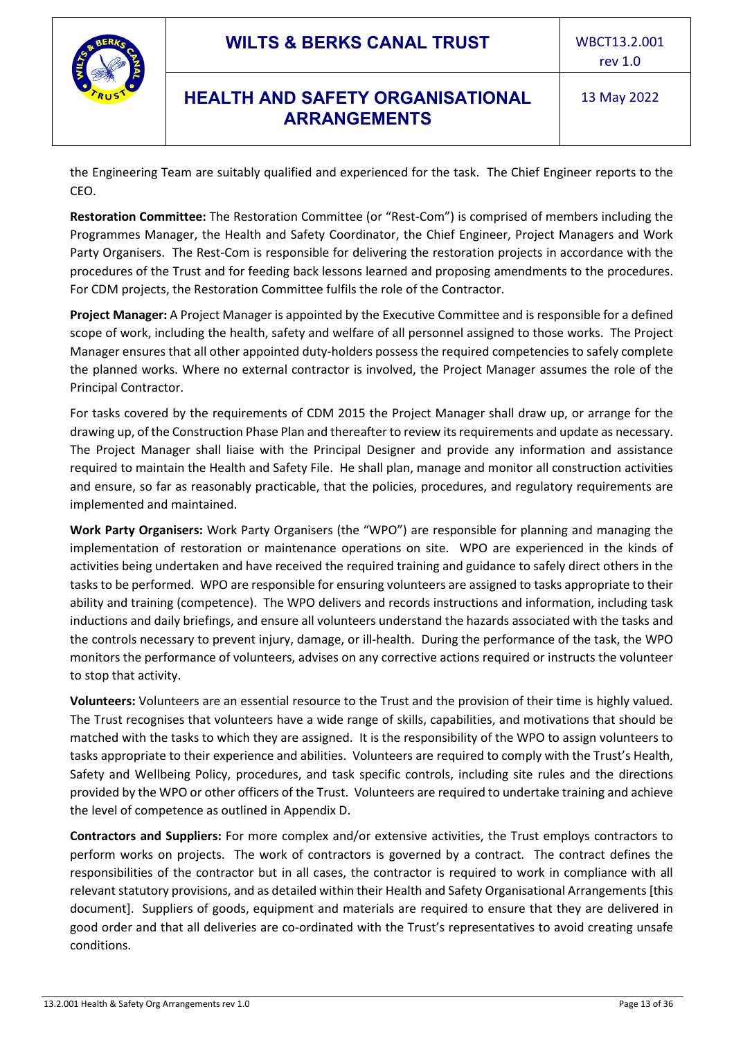the Engineering Team are suitably qualified and experienced for the task. The Chief Engineer reports to the CEO.

**Restoration Committee:** The Restoration Committee (or "Rest-Com") is comprised of members including the Programmes Manager, the Health and Safety Coordinator, the Chief Engineer, Project Managers and Work Party Organisers. The Rest-Com is responsible for delivering the restoration projects in accordance with the procedures of the Trust and for feeding back lessons learned and proposing amendments to the procedures. For CDM projects, the Restoration Committee fulfils the role of the Contractor.

**Project Manager:** A Project Manager is appointed by the Executive Committee and is responsible for a defined scope of work, including the health, safety and welfare of all personnel assigned to those works. The Project Manager ensures that all other appointed duty-holders possess the required competencies to safely complete the planned works. Where no external contractor is involved, the Project Manager assumes the role of the Principal Contractor.

For tasks covered by the requirements of CDM 2015 the Project Manager shall draw up, or arrange for the drawing up, of the Construction Phase Plan and thereafter to review its requirements and update as necessary. The Project Manager shall liaise with the Principal Designer and provide any information and assistance required to maintain the Health and Safety File. He shall plan, manage and monitor all construction activities and ensure, so far as reasonably practicable, that the policies, procedures, and regulatory requirements are implemented and maintained.

**Work Party Organisers:** Work Party Organisers (the "WPO") are responsible for planning and managing the implementation of restoration or maintenance operations on site. WPO are experienced in the kinds of activities being undertaken and have received the required training and guidance to safely direct others in the tasks to be performed. WPO are responsible for ensuring volunteers are assigned to tasks appropriate to their ability and training (competence). The WPO delivers and records instructions and information, including task inductions and daily briefings, and ensure all volunteers understand the hazards associated with the tasks and the controls necessary to prevent injury, damage, or ill-health. During the performance of the task, the WPO monitors the performance of volunteers, advises on any corrective actions required or instructs the volunteer to stop that activity.

**Volunteers:** Volunteers are an essential resource to the Trust and the provision of their time is highly valued. The Trust recognises that volunteers have a wide range of skills, capabilities, and motivations that should be matched with the tasks to which they are assigned. It is the responsibility of the WPO to assign volunteers to tasks appropriate to their experience and abilities. Volunteers are required to comply with the Trust's Health, Safety and Wellbeing Policy, procedures, and task specific controls, including site rules and the directions provided by the WPO or other officers of the Trust. Volunteers are required to undertake training and achieve the level of competence as outlined in Appendix D.

**Contractors and Suppliers:** For more complex and/or extensive activities, the Trust employs contractors to perform works on projects. The work of contractors is governed by a contract. The contract defines the responsibilities of the contractor but in all cases, the contractor is required to work in compliance with all relevant statutory provisions, and as detailed within their Health and Safety Organisational Arrangements [this document]. Suppliers of goods, equipment and materials are required to ensure that they are delivered in good order and that all deliveries are co-ordinated with the Trust's representatives to avoid creating unsafe conditions.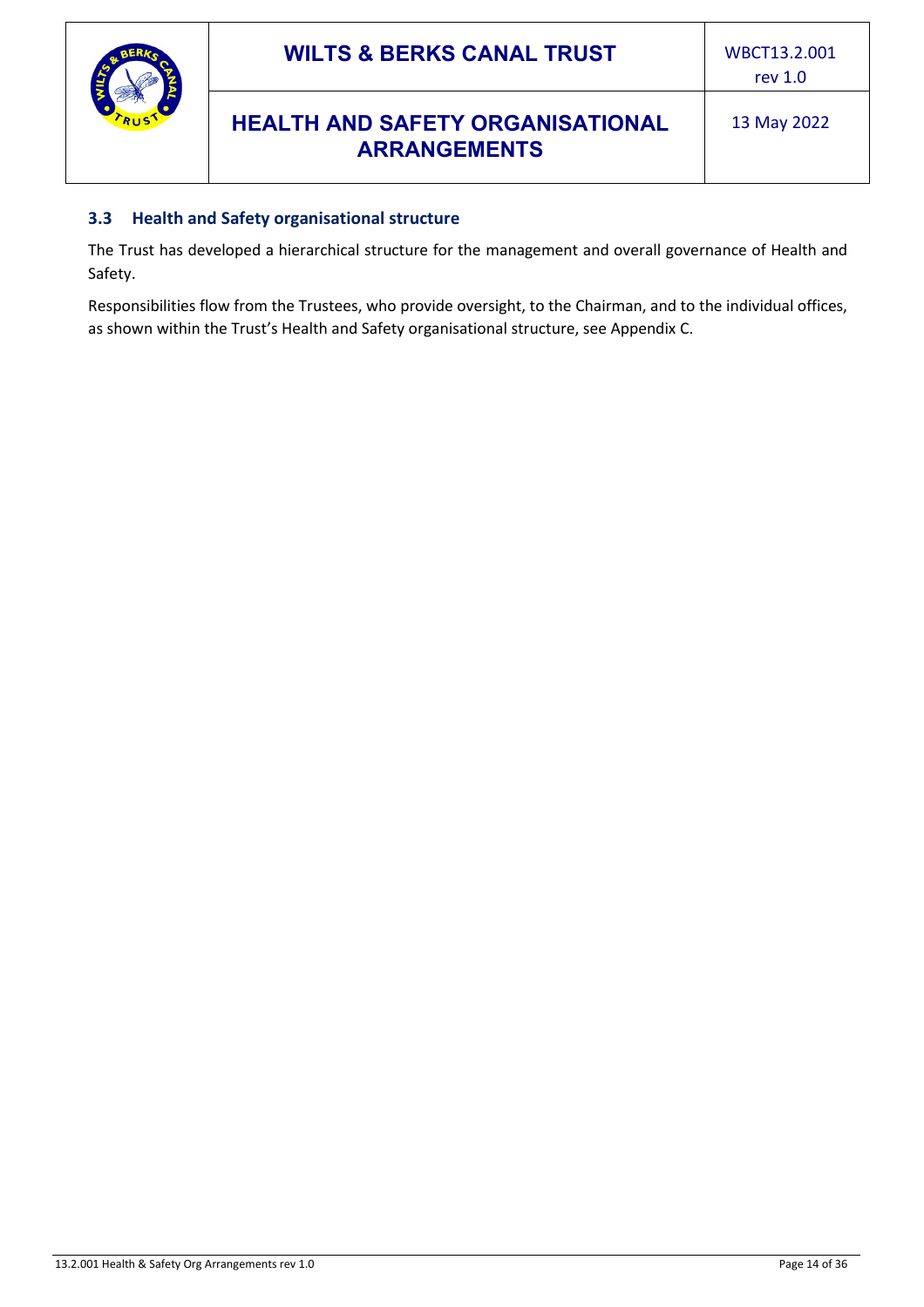### 3.3 Health and Safety organisational structure

The Trust has developed a hierarchical structure for the management and overall governance of Health and Safety.

Responsibilities flow from the Trustees, who provide oversight, to the Chairman, and to the individual offices, as shown within the Trust's Health and Safety organisational structure, see Appendix C.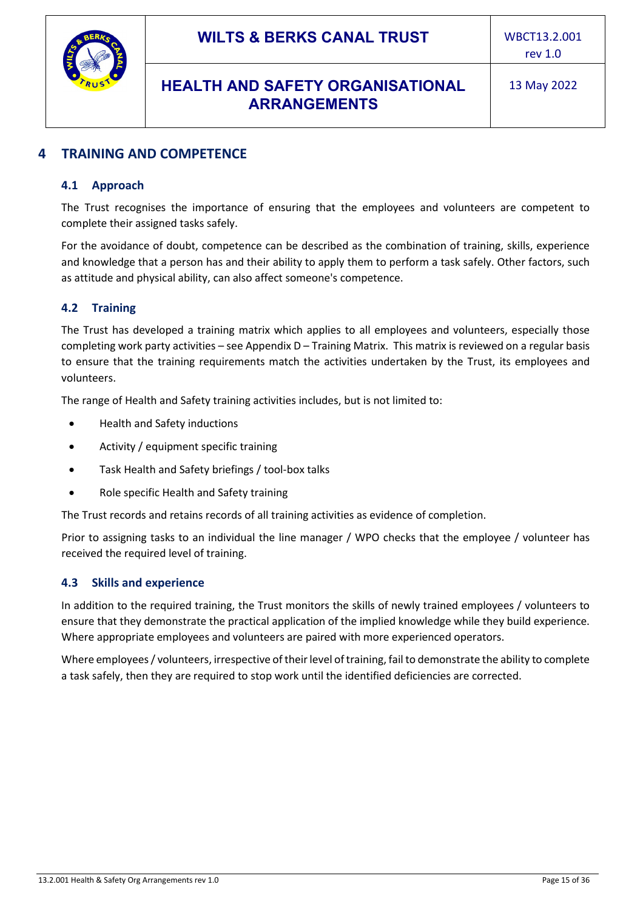# 4 TRAINING AND COMPETENCE

## 4.1 Approach

The Trust recognises the importance of ensuring that the employees and volunteers are competent to complete their assigned tasks safely.

For the avoidance of doubt, competence can be described as the combination of training, skills, experience and knowledge that a person has and their ability to apply them to perform a task safely. Other factors, such as attitude and physical ability, can also affect someone's competence.

## 4.2 Training

The Trust has developed a training matrix which applies to all employees and volunteers, especially those completing work party activities – see Appendix D – Training Matrix. This matrix is reviewed on a regular basis to ensure that the training requirements match the activities undertaken by the Trust, its employees and volunteers.

The range of Health and Safety training activities includes, but is not limited to:

- Health and Safety inductions
- Activity / equipment specific training
- Task Health and Safety briefings / tool-box talks
- Role specific Health and Safety training

The Trust records and retains records of all training activities as evidence of completion.

Prior to assigning tasks to an individual the line manager / WPO checks that the employee / volunteer has received the required level of training.

## 4.3 Skills and experience

In addition to the required training, the Trust monitors the skills of newly trained employees / volunteers to ensure that they demonstrate the practical application of the implied knowledge while they build experience. Where appropriate employees and volunteers are paired with more experienced operators.

Where employees / volunteers, irrespective of their level of training, fail to demonstrate the ability to complete a task safely, then they are required to stop work until the identified deficiencies are corrected.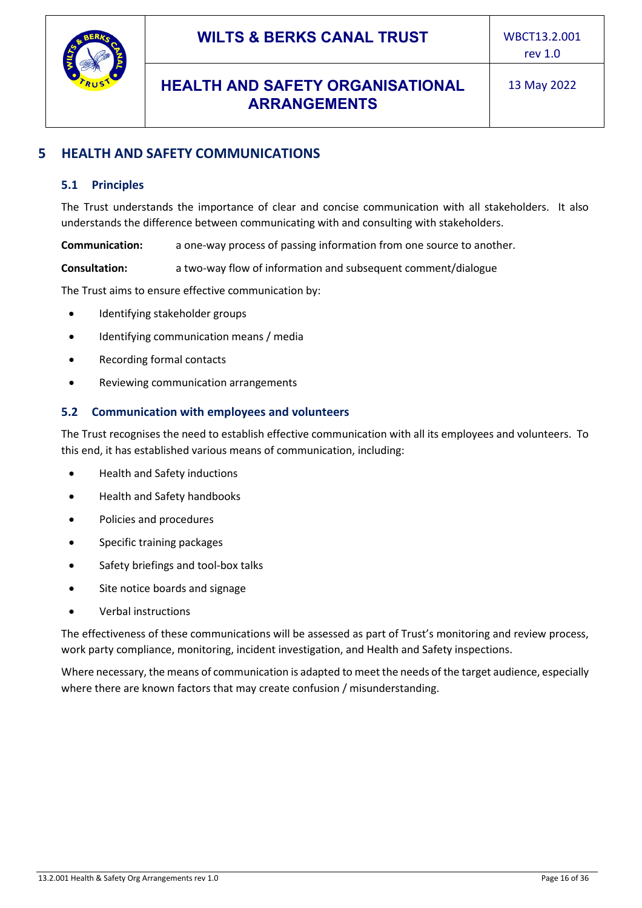## 5 HEALTH AND SAFETY COMMUNICATIONS

### 5.1 Principles

The Trust understands the importance of clear and concise communication with all stakeholders. It also understands the difference between communicating with and consulting with stakeholders.

**Communication:** a one-way process of passing information from one source to another.

**Consultation:** a two-way flow of information and subsequent comment/dialogue

The Trust aims to ensure effective communication by:

- Identifying stakeholder groups
- Identifying communication means / media
- Recording formal contacts
- Reviewing communication arrangements

### 5.2 Communication with employees and volunteers

The Trust recognises the need to establish effective communication with all its employees and volunteers. To this end, it has established various means of communication, including:

- Health and Safety inductions
- Health and Safety handbooks
- Policies and procedures
- Specific training packages
- Safety briefings and tool-box talks
- Site notice boards and signage
- Verbal instructions

The effectiveness of these communications will be assessed as part of Trust's monitoring and review process, work party compliance, monitoring, incident investigation, and Health and Safety inspections.

Where necessary, the means of communication is adapted to meet the needs of the target audience, especially where there are known factors that may create confusion / misunderstanding.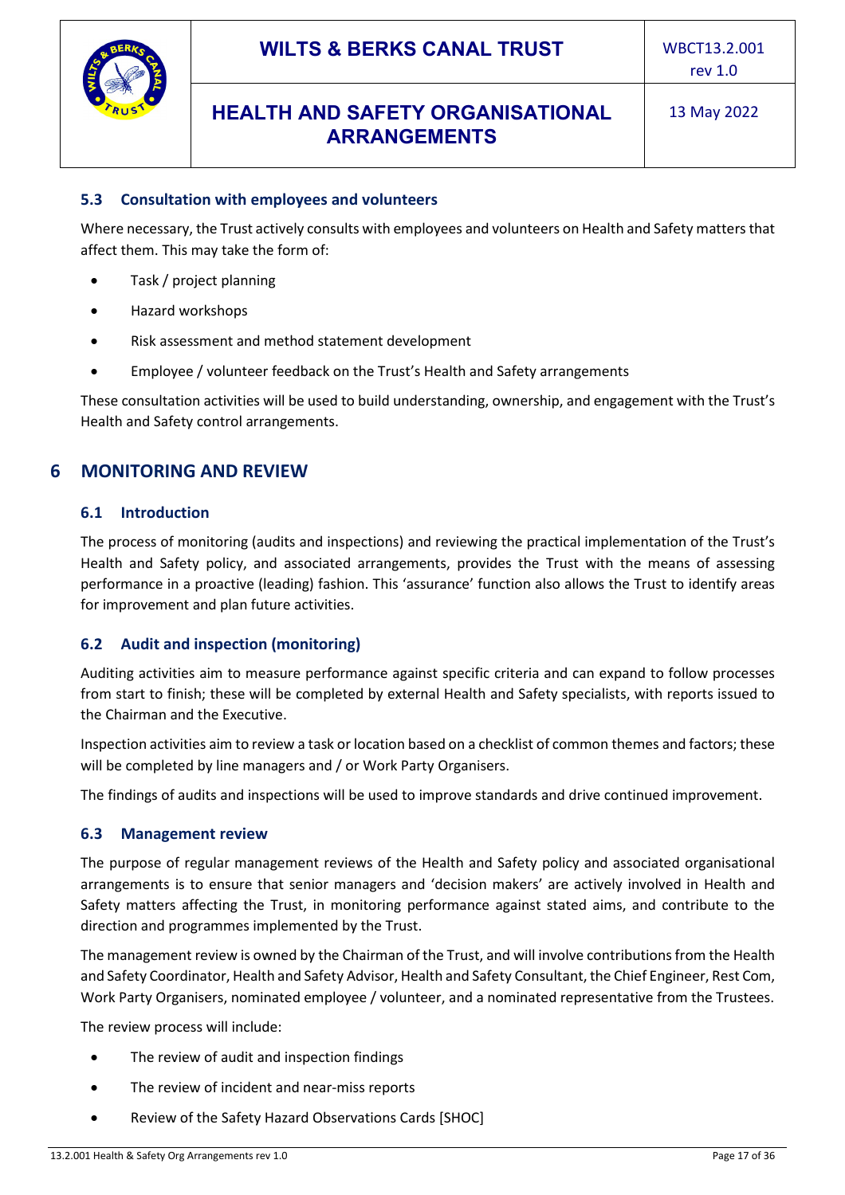### 5.3 Consultation with employees and volunteers

Where necessary, the Trust actively consults with employees and volunteers on Health and Safety matters that affect them. This may take the form of:

- Task / project planning
- Hazard workshops
- Risk assessment and method statement development
- Employee / volunteer feedback on the Trust's Health and Safety arrangements

These consultation activities will be used to build understanding, ownership, and engagement with the Trust's Health and Safety control arrangements.

## 6 MONITORING AND REVIEW

### 6.1 Introduction

The process of monitoring (audits and inspections) and reviewing the practical implementation of the Trust's Health and Safety policy, and associated arrangements, provides the Trust with the means of assessing performance in a proactive (leading) fashion. This 'assurance' function also allows the Trust to identify areas for improvement and plan future activities.

### 6.2 Audit and inspection (monitoring)

Auditing activities aim to measure performance against specific criteria and can expand to follow processes from start to finish; these will be completed by external Health and Safety specialists, with reports issued to the Chairman and the Executive.

Inspection activities aim to review a task or location based on a checklist of common themes and factors; these will be completed by line managers and / or Work Party Organisers.

The findings of audits and inspections will be used to improve standards and drive continued improvement.

### 6.3 Management review

The purpose of regular management reviews of the Health and Safety policy and associated organisational arrangements is to ensure that senior managers and 'decision makers' are actively involved in Health and Safety matters affecting the Trust, in monitoring performance against stated aims, and contribute to the direction and programmes implemented by the Trust.

The management review is owned by the Chairman of the Trust, and will involve contributions from the Health and Safety Coordinator, Health and Safety Advisor, Health and Safety Consultant, the Chief Engineer, Rest Com, Work Party Organisers, nominated employee / volunteer, and a nominated representative from the Trustees.

The review process will include:

- The review of audit and inspection findings
- The review of incident and near-miss reports
- Review of the Safety Hazard Observations Cards [SHOC]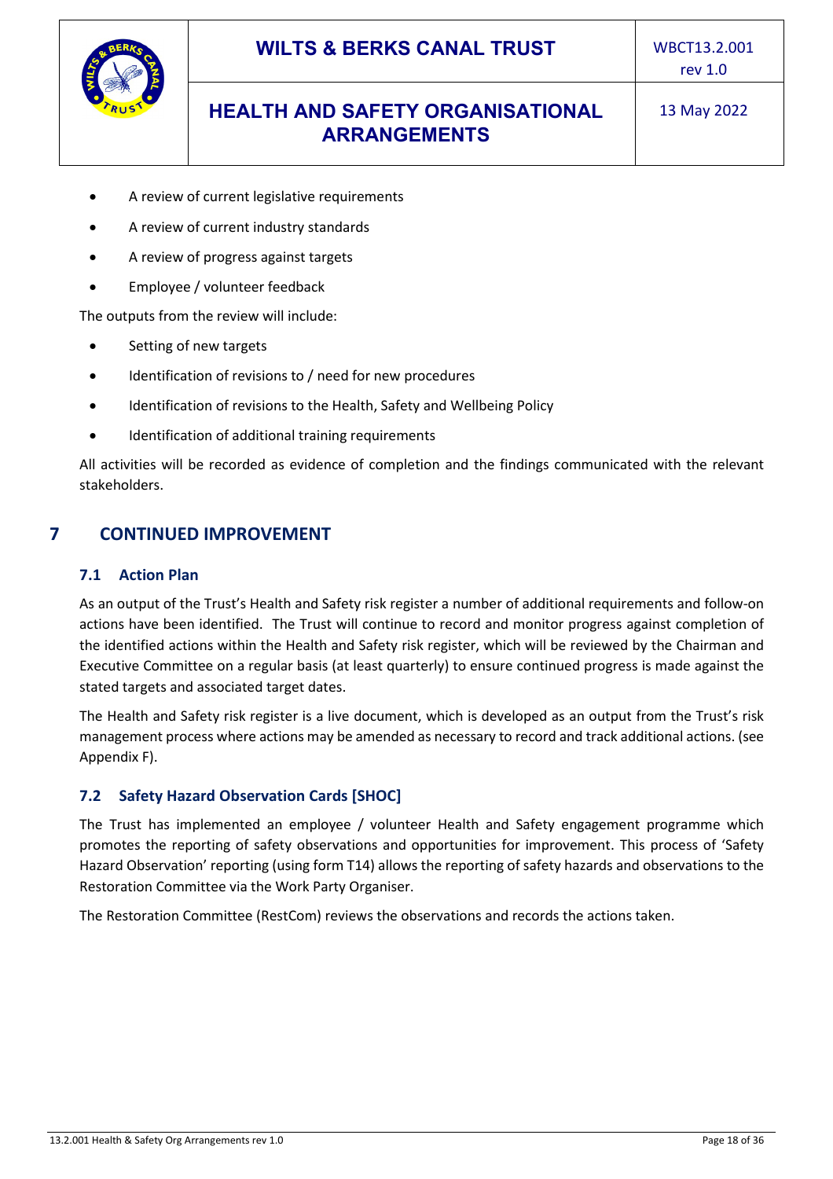- A review of current legislative requirements
- A review of current industry standards
- A review of progress against targets
- Employee / volunteer feedback

The outputs from the review will include:

- Setting of new targets
- Identification of revisions to / need for new procedures
- Identification of revisions to the Health, Safety and Wellbeing Policy
- Identification of additional training requirements

All activities will be recorded as evidence of completion and the findings communicated with the relevant stakeholders.

# 7 CONTINUED IMPROVEMENT

## 7.1 Action Plan

As an output of the Trust's Health and Safety risk register a number of additional requirements and follow-on actions have been identified. The Trust will continue to record and monitor progress against completion of the identified actions within the Health and Safety risk register, which will be reviewed by the Chairman and Executive Committee on a regular basis (at least quarterly) to ensure continued progress is made against the stated targets and associated target dates.

The Health and Safety risk register is a live document, which is developed as an output from the Trust's risk management process where actions may be amended as necessary to record and track additional actions. (see Appendix F).

## 7.2 Safety Hazard Observation Cards [SHOC]

The Trust has implemented an employee / volunteer Health and Safety engagement programme which promotes the reporting of safety observations and opportunities for improvement. This process of 'Safety Hazard Observation' reporting (using form T14) allows the reporting of safety hazards and observations to the Restoration Committee via the Work Party Organiser.

The Restoration Committee (RestCom) reviews the observations and records the actions taken.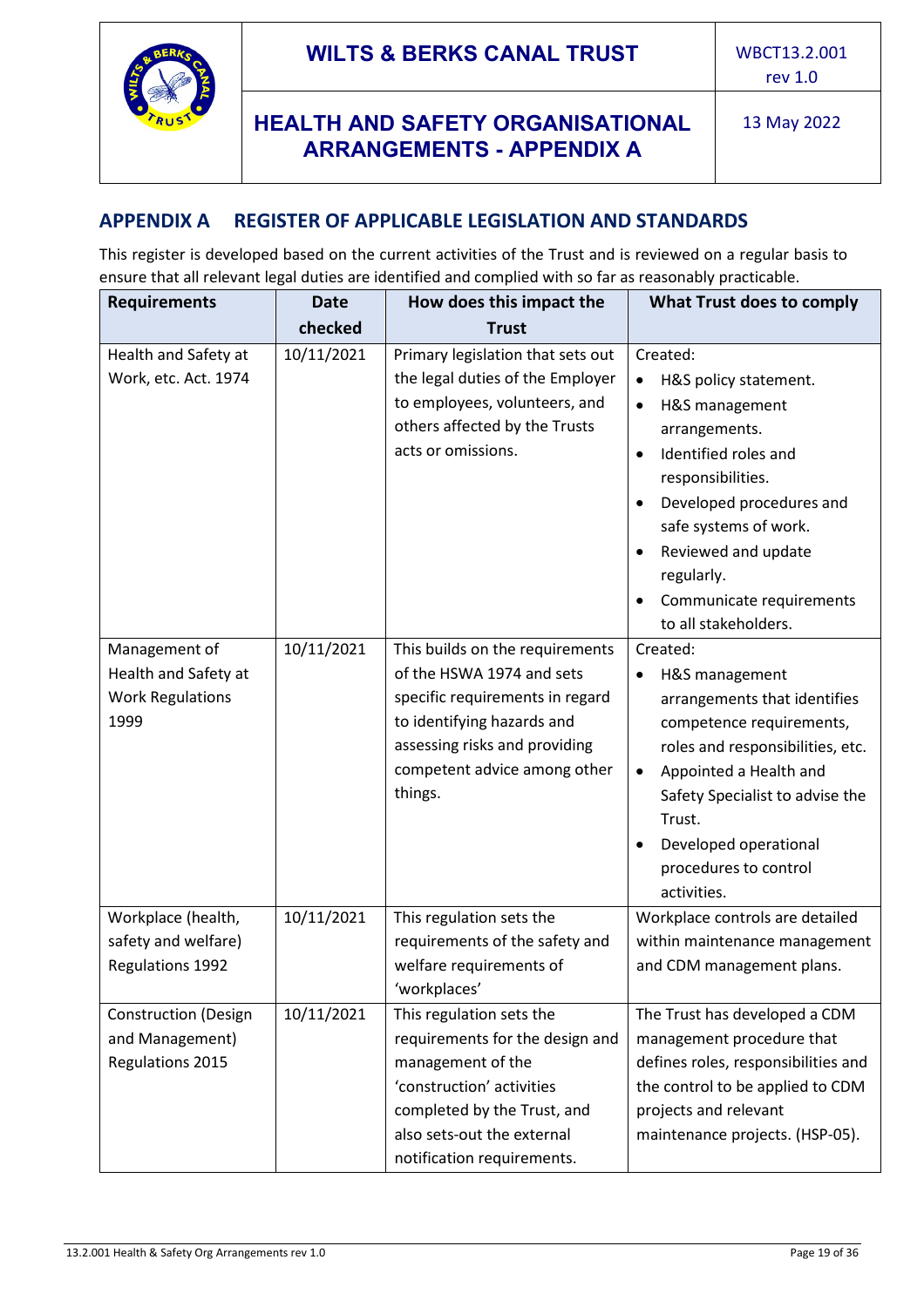## APPENDIX A REGISTER OF APPLICABLE LEGISLATION AND STANDARDS

This register is developed based on the current activities of the Trust and is reviewed on a regular basis to ensure that all relevant legal duties are identified and complied with so far as reasonably practicable.

| Requirements | Date checked | How does this impact the Trust | What Trust does to comply |
|---|---|---|---|
| Health and Safety at Work, etc. Act. 1974 | 10/11/2021 | Primary legislation that sets out the legal duties of the Employer to employees, volunteers, and others affected by the Trusts acts or omissions. | Created:<br>• H&S policy statement.<br>• H&S management arrangements.<br>• Identified roles and responsibilities.<br>• Developed procedures and safe systems of work.<br>• Reviewed and update regularly.<br>• Communicate requirements to all stakeholders. |
| Management of Health and Safety at Work Regulations 1999 | 10/11/2021 | This builds on the requirements of the HSWA 1974 and sets specific requirements in regard to identifying hazards and assessing risks and providing competent advice among other things. | Created:<br>• H&S management arrangements that identifies competence requirements, roles and responsibilities, etc.<br>• Appointed a Health and Safety Specialist to advise the Trust.<br>• Developed operational procedures to control activities. |
| Workplace (health, safety and welfare) Regulations 1992 | 10/11/2021 | This regulation sets the requirements of the safety and welfare requirements of 'workplaces' | Workplace controls are detailed within maintenance management and CDM management plans. |
| Construction (Design and Management) Regulations 2015 | 10/11/2021 | This regulation sets the requirements for the design and management of the 'construction' activities completed by the Trust, and also sets-out the external notification requirements. | The Trust has developed a CDM management procedure that defines roles, responsibilities and the control to be applied to CDM projects and relevant maintenance projects. (HSP-05). |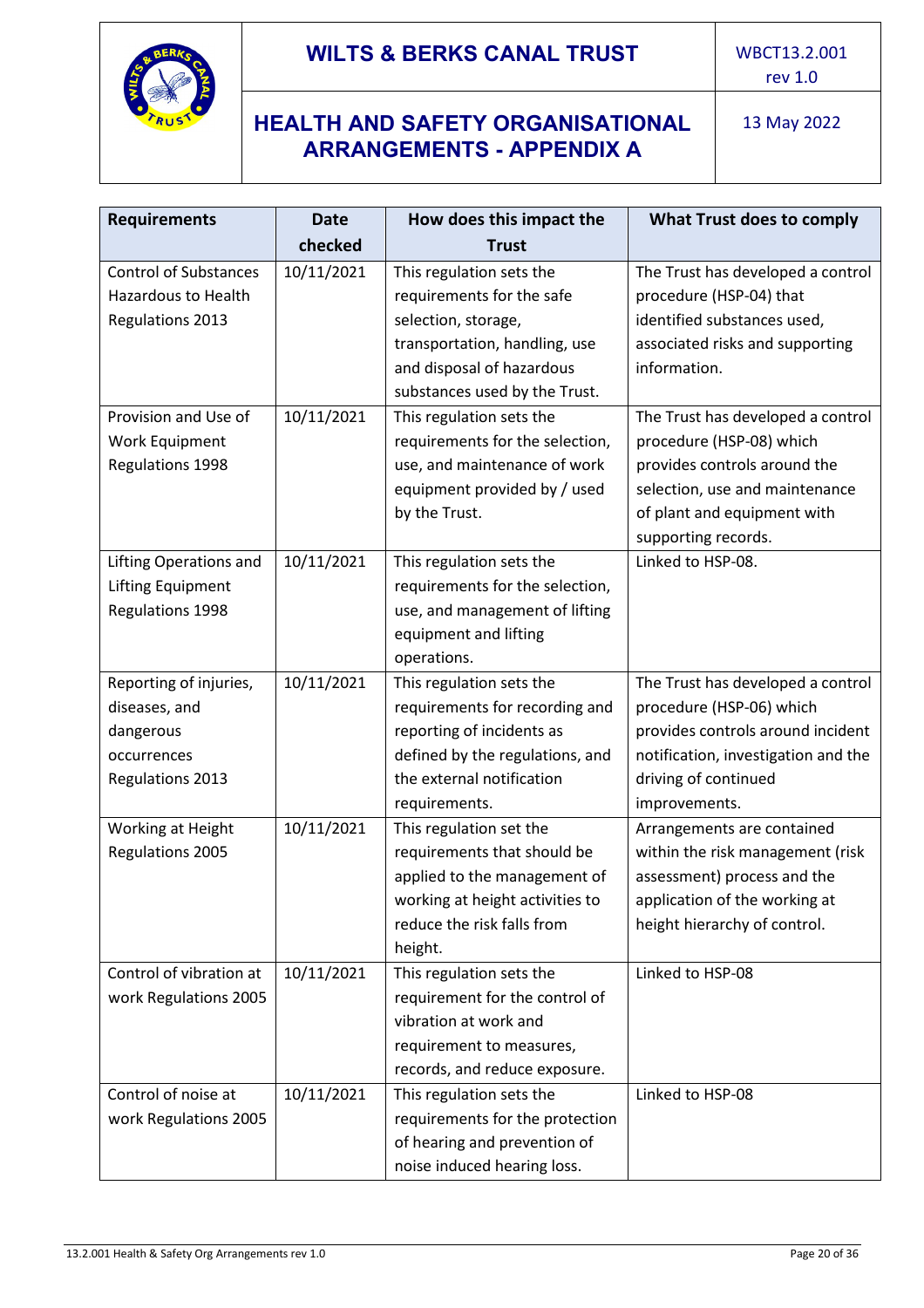| Requirements | Date checked | How does this impact the Trust | What Trust does to comply |
|---|---|---|---|
| Control of Substances Hazardous to Health Regulations 2013 | 10/11/2021 | This regulation sets the requirements for the safe selection, storage, transportation, handling, use and disposal of hazardous substances used by the Trust. | The Trust has developed a control procedure (HSP-04) that identified substances used, associated risks and supporting information. |
| Provision and Use of Work Equipment Regulations 1998 | 10/11/2021 | This regulation sets the requirements for the selection, use, and maintenance of work equipment provided by / used by the Trust. | The Trust has developed a control procedure (HSP-08) which provides controls around the selection, use and maintenance of plant and equipment with supporting records. |
| Lifting Operations and Lifting Equipment Regulations 1998 | 10/11/2021 | This regulation sets the requirements for the selection, use, and management of lifting equipment and lifting operations. | Linked to HSP-08. |
| Reporting of injuries, diseases, and dangerous occurrences Regulations 2013 | 10/11/2021 | This regulation sets the requirements for recording and reporting of incidents as defined by the regulations, and the external notification requirements. | The Trust has developed a control procedure (HSP-06) which provides controls around incident notification, investigation and the driving of continued improvements. |
| Working at Height Regulations 2005 | 10/11/2021 | This regulation set the requirements that should be applied to the management of working at height activities to reduce the risk falls from height. | Arrangements are contained within the risk management (risk assessment) process and the application of the working at height hierarchy of control. |
| Control of vibration at work Regulations 2005 | 10/11/2021 | This regulation sets the requirement for the control of vibration at work and requirement to measures, records, and reduce exposure. | Linked to HSP-08 |
| Control of noise at work Regulations 2005 | 10/11/2021 | This regulation sets the requirements for the protection of hearing and prevention of noise induced hearing loss. | Linked to HSP-08 |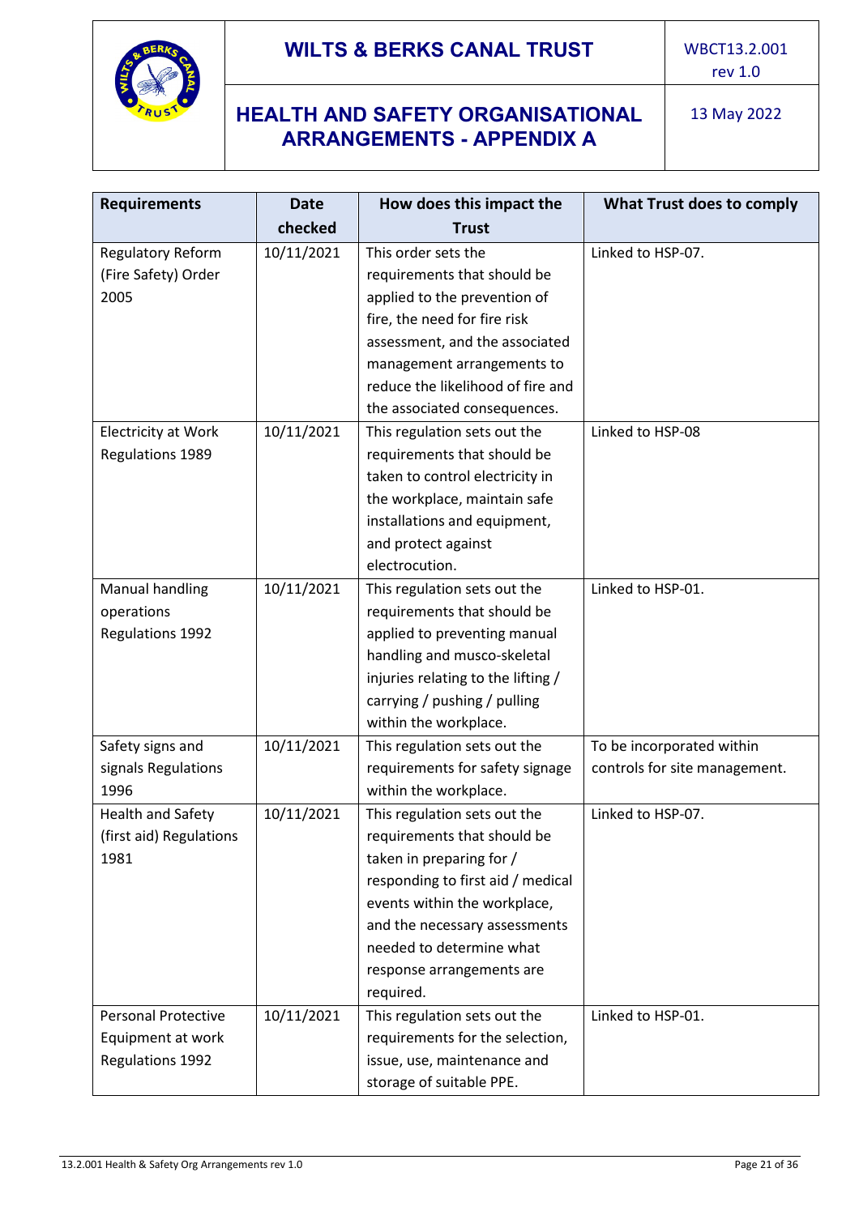| Requirements | Date checked | How does this impact the Trust | What Trust does to comply |
|---|---|---|---|
| Regulatory Reform (Fire Safety) Order 2005 | 10/11/2021 | This order sets the requirements that should be applied to the prevention of fire, the need for fire risk assessment, and the associated management arrangements to reduce the likelihood of fire and the associated consequences. | Linked to HSP-07. |
| Electricity at Work Regulations 1989 | 10/11/2021 | This regulation sets out the requirements that should be taken to control electricity in the workplace, maintain safe installations and equipment, and protect against electrocution. | Linked to HSP-08 |
| Manual handling operations Regulations 1992 | 10/11/2021 | This regulation sets out the requirements that should be applied to preventing manual handling and musco-skeletal injuries relating to the lifting / carrying / pushing / pulling within the workplace. | Linked to HSP-01. |
| Safety signs and signals Regulations 1996 | 10/11/2021 | This regulation sets out the requirements for safety signage within the workplace. | To be incorporated within controls for site management. |
| Health and Safety (first aid) Regulations 1981 | 10/11/2021 | This regulation sets out the requirements that should be taken in preparing for / responding to first aid / medical events within the workplace, and the necessary assessments needed to determine what response arrangements are required. | Linked to HSP-07. |
| Personal Protective Equipment at work Regulations 1992 | 10/11/2021 | This regulation sets out the requirements for the selection, issue, use, maintenance and storage of suitable PPE. | Linked to HSP-01. |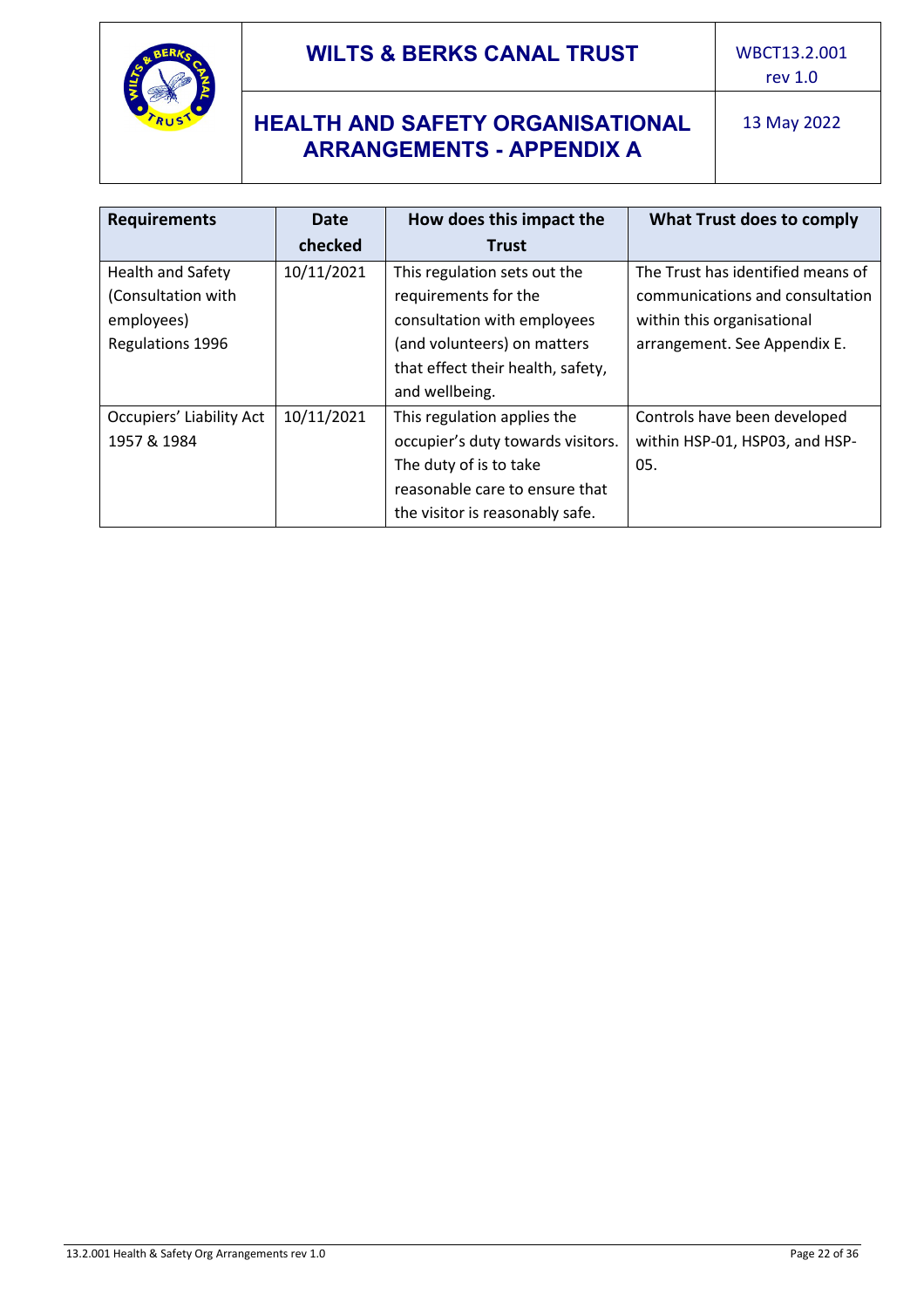| Requirements | Date checked | How does this impact the Trust | What Trust does to comply |
|---|---|---|---|
| Health and Safety (Consultation with employees) Regulations 1996 | 10/11/2021 | This regulation sets out the requirements for the consultation with employees (and volunteers) on matters that effect their health, safety, and wellbeing. | The Trust has identified means of communications and consultation within this organisational arrangement. See Appendix E. |
| Occupiers' Liability Act 1957 & 1984 | 10/11/2021 | This regulation applies the occupier's duty towards visitors. The duty of is to take reasonable care to ensure that the visitor is reasonably safe. | Controls have been developed within HSP-01, HSP03, and HSP-05. |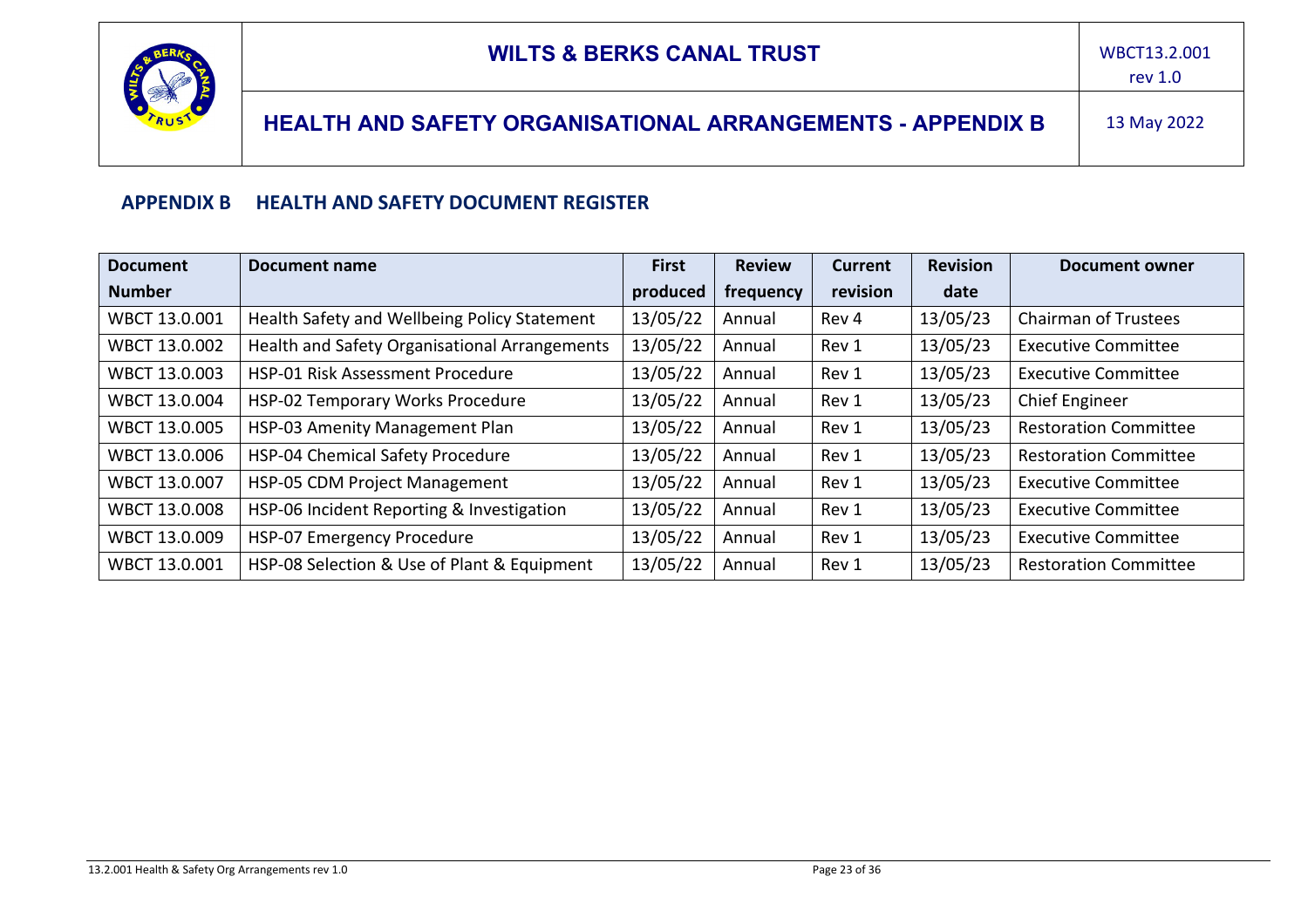## APPENDIX B HEALTH AND SAFETY DOCUMENT REGISTER

| Document Number | Document name | First produced | Review frequency | Current revision | Revision date | Document owner |
|---|---|---|---|---|---|---|
| WBCT 13.0.001 | Health Safety and Wellbeing Policy Statement | 13/05/22 | Annual | Rev 4 | 13/05/23 | Chairman of Trustees |
| WBCT 13.0.002 | Health and Safety Organisational Arrangements | 13/05/22 | Annual | Rev 1 | 13/05/23 | Executive Committee |
| WBCT 13.0.003 | HSP-01 Risk Assessment Procedure | 13/05/22 | Annual | Rev 1 | 13/05/23 | Executive Committee |
| WBCT 13.0.004 | HSP-02 Temporary Works Procedure | 13/05/22 | Annual | Rev 1 | 13/05/23 | Chief Engineer |
| WBCT 13.0.005 | HSP-03 Amenity Management Plan | 13/05/22 | Annual | Rev 1 | 13/05/23 | Restoration Committee |
| WBCT 13.0.006 | HSP-04 Chemical Safety Procedure | 13/05/22 | Annual | Rev 1 | 13/05/23 | Restoration Committee |
| WBCT 13.0.007 | HSP-05 CDM Project Management | 13/05/22 | Annual | Rev 1 | 13/05/23 | Executive Committee |
| WBCT 13.0.008 | HSP-06 Incident Reporting & Investigation | 13/05/22 | Annual | Rev 1 | 13/05/23 | Executive Committee |
| WBCT 13.0.009 | HSP-07 Emergency Procedure | 13/05/22 | Annual | Rev 1 | 13/05/23 | Executive Committee |
| WBCT 13.0.001 | HSP-08 Selection & Use of Plant & Equipment | 13/05/22 | Annual | Rev 1 | 13/05/23 | Restoration Committee |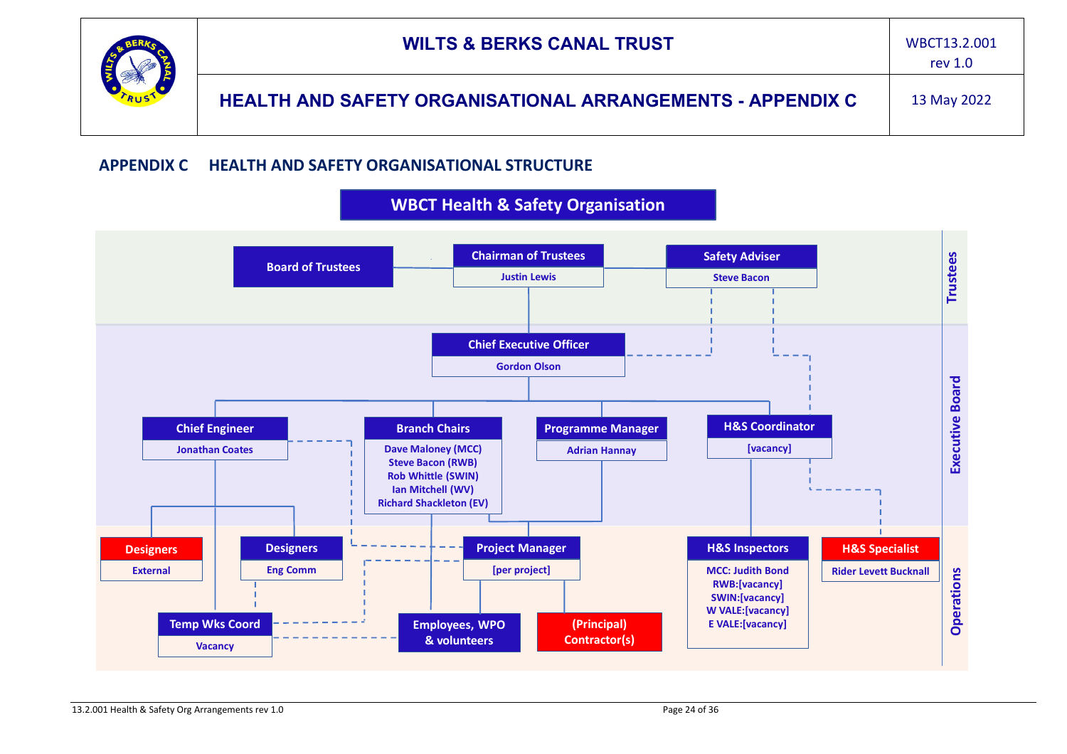## APPENDIX C HEALTH AND SAFETY ORGANISATIONAL STRUCTURE

**WBCT Health & Safety Organisation**

**Trustees**

- **Board of Trustees**
- **Chairman of Trustees** – Justin Lewis
- **Safety Adviser** – Steve Bacon

**Executive Board**

- **Chief Executive Officer** – Gordon Olson
- **Chief Engineer** – Jonathan Coates
- **Branch Chairs** – Dave Maloney (MCC), Steve Bacon (RWB), Rob Whittle (SWIN), Ian Mitchell (WV), Richard Shackleton (EV)
- **Programme Manager** – Adrian Hannay
- **H&S Coordinator** – [vacancy]

**Operations**

- **Designers** – External
- **Designers** – Eng Comm
- **Temp Wks Coord** – Vacancy
- **Project Manager** – [per project]
- **Employees, WPO & volunteers**
- **(Principal) Contractor(s)**
- **H&S Inspectors** – MCC: Judith Bond; RWB:[vacancy]; SWIN:[vacancy]; W VALE:[vacancy]; E VALE:[vacancy]
- **H&S Specialist** – Rider Levett Bucknall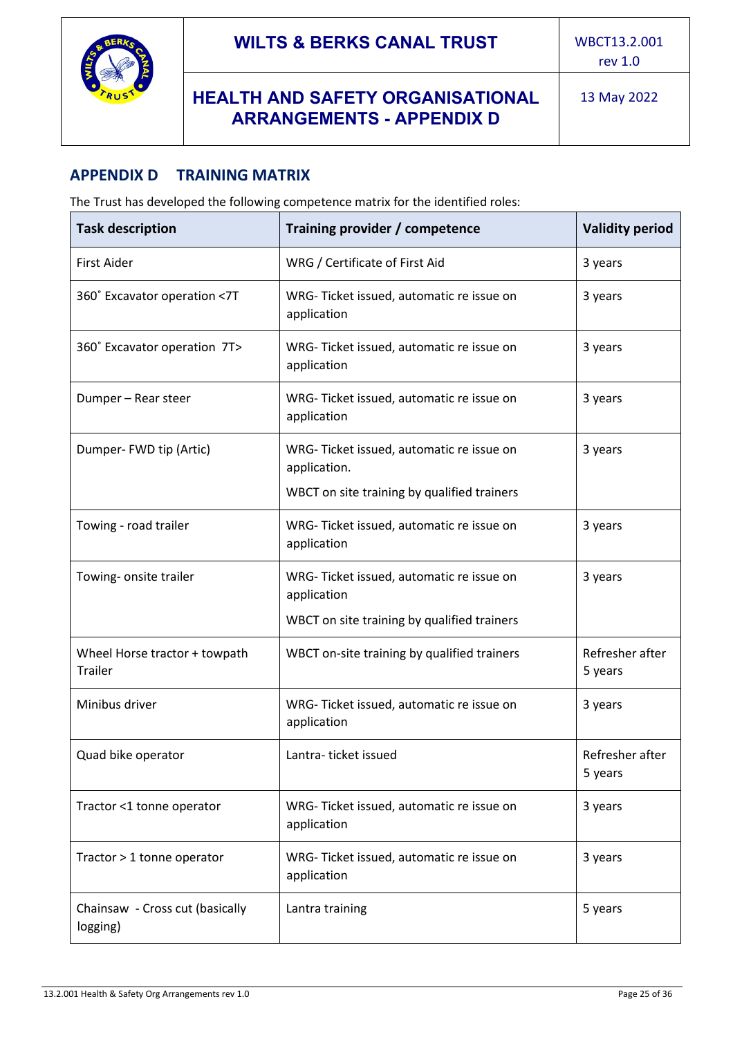## APPENDIX D TRAINING MATRIX

The Trust has developed the following competence matrix for the identified roles:

| Task description | Training provider / competence | Validity period |
|---|---|---|
| First Aider | WRG / Certificate of First Aid | 3 years |
| 360˚ Excavator operation <7T | WRG- Ticket issued, automatic re issue on application | 3 years |
| 360˚ Excavator operation 7T> | WRG- Ticket issued, automatic re issue on application | 3 years |
| Dumper – Rear steer | WRG- Ticket issued, automatic re issue on application | 3 years |
| Dumper- FWD tip (Artic) | WRG- Ticket issued, automatic re issue on application.<br><br>WBCT on site training by qualified trainers | 3 years |
| Towing - road trailer | WRG- Ticket issued, automatic re issue on application | 3 years |
| Towing- onsite trailer | WRG- Ticket issued, automatic re issue on application<br><br>WBCT on site training by qualified trainers | 3 years |
| Wheel Horse tractor + towpath Trailer | WBCT on-site training by qualified trainers | Refresher after 5 years |
| Minibus driver | WRG- Ticket issued, automatic re issue on application | 3 years |
| Quad bike operator | Lantra- ticket issued | Refresher after 5 years |
| Tractor <1 tonne operator | WRG- Ticket issued, automatic re issue on application | 3 years |
| Tractor > 1 tonne operator | WRG- Ticket issued, automatic re issue on application | 3 years |
| Chainsaw - Cross cut (basically logging) | Lantra training | 5 years |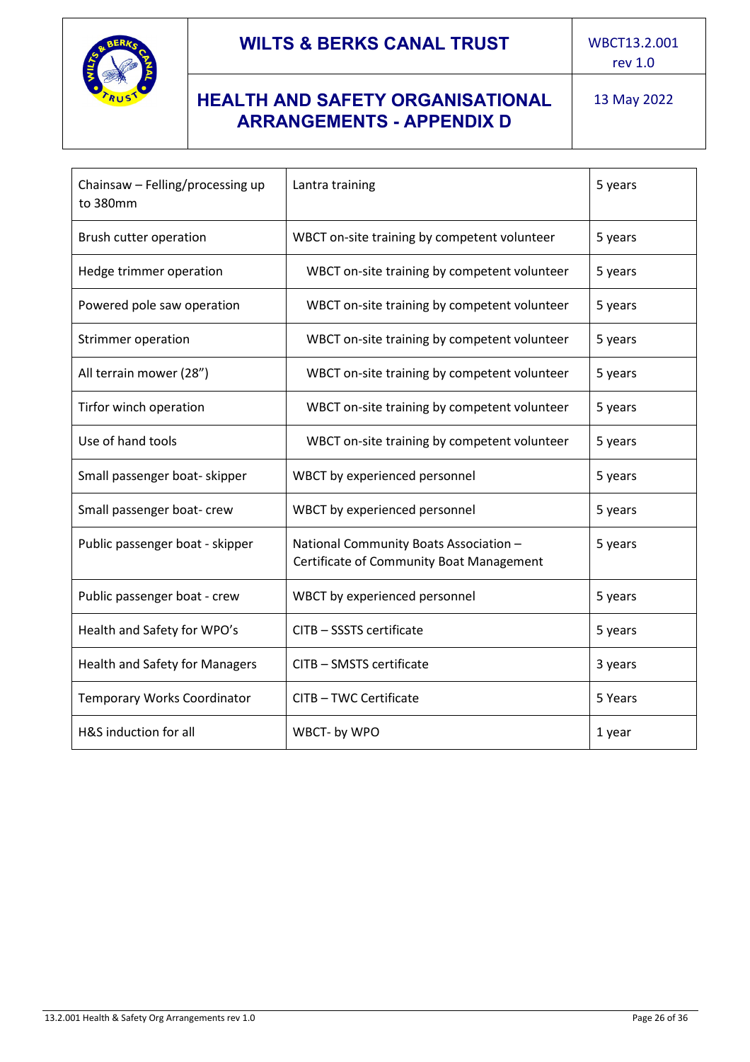| Chainsaw – Felling/processing up to 380mm | Lantra training | 5 years |
|---|---|---|
| Brush cutter operation | WBCT on-site training by competent volunteer | 5 years |
| Hedge trimmer operation | WBCT on-site training by competent volunteer | 5 years |
| Powered pole saw operation | WBCT on-site training by competent volunteer | 5 years |
| Strimmer operation | WBCT on-site training by competent volunteer | 5 years |
| All terrain mower (28”) | WBCT on-site training by competent volunteer | 5 years |
| Tirfor winch operation | WBCT on-site training by competent volunteer | 5 years |
| Use of hand tools | WBCT on-site training by competent volunteer | 5 years |
| Small passenger boat- skipper | WBCT by experienced personnel | 5 years |
| Small passenger boat- crew | WBCT by experienced personnel | 5 years |
| Public passenger boat - skipper | National Community Boats Association – Certificate of Community Boat Management | 5 years |
| Public passenger boat - crew | WBCT by experienced personnel | 5 years |
| Health and Safety for WPO’s | CITB – SSSTS certificate | 5 years |
| Health and Safety for Managers | CITB – SMSTS certificate | 3 years |
| Temporary Works Coordinator | CITB – TWC Certificate | 5 Years |
| H&S induction for all | WBCT- by WPO | 1 year |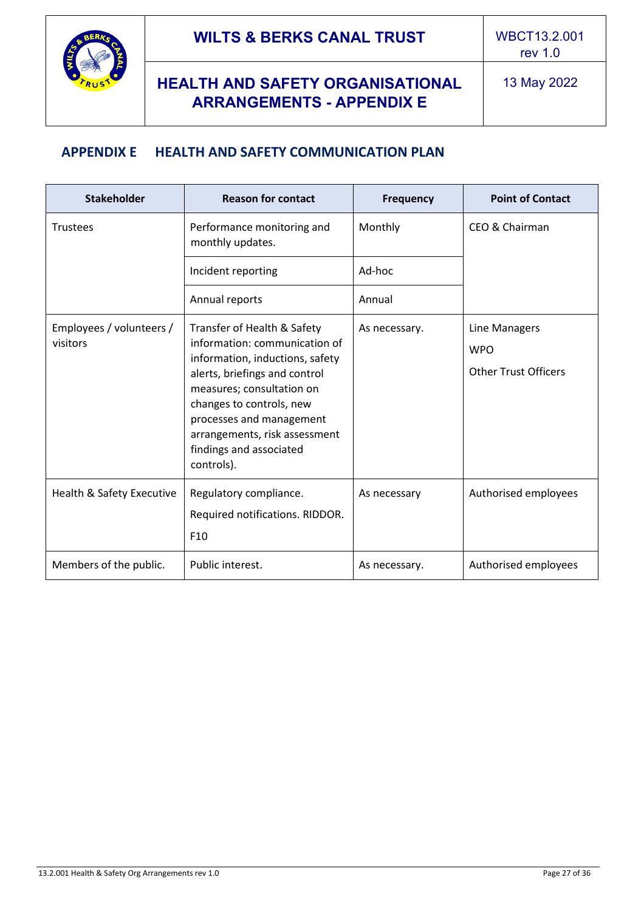## APPENDIX E HEALTH AND SAFETY COMMUNICATION PLAN

| Stakeholder | Reason for contact | Frequency | Point of Contact |
|---|---|---|---|
| Trustees | Performance monitoring and monthly updates. | Monthly | CEO & Chairman |
| | Incident reporting | Ad-hoc | |
| | Annual reports | Annual | |
| Employees / volunteers / visitors | Transfer of Health & Safety information: communication of information, inductions, safety alerts, briefings and control measures; consultation on changes to controls, new processes and management arrangements, risk assessment findings and associated controls). | As necessary. | Line Managers<br>WPO<br>Other Trust Officers |
| Health & Safety Executive | Regulatory compliance.<br>Required notifications. RIDDOR.<br>F10 | As necessary | Authorised employees |
| Members of the public. | Public interest. | As necessary. | Authorised employees |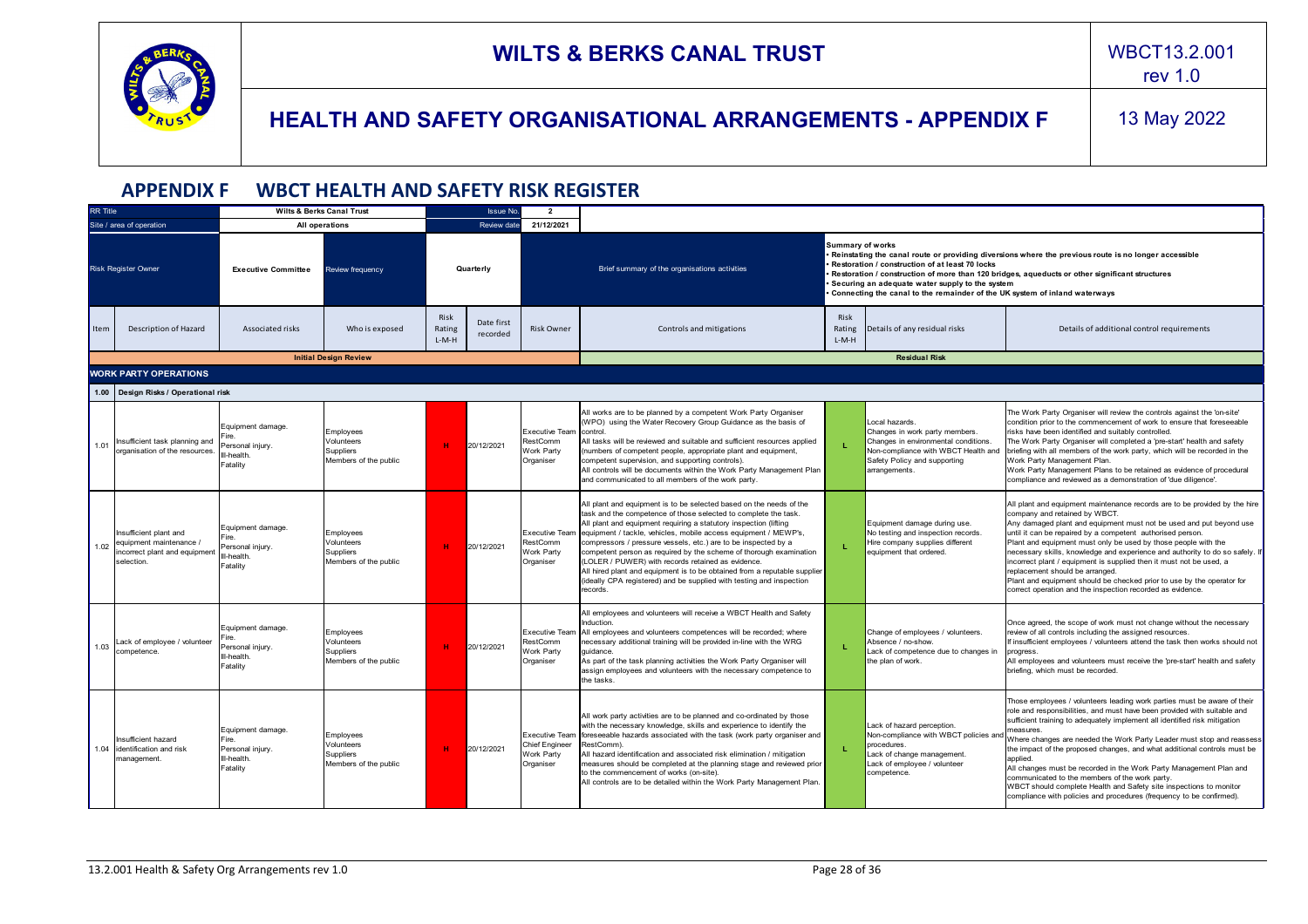# APPENDIX F WBCT HEALTH AND SAFETY RISK REGISTER

| RR Title | | Wilts & Berks Canal Trust | | Issue No. | | 2 | | | | |
|---|---|---|---|---|---|---|---|---|---|---|
| Site / area of operation | | All operations | | Review date | | 21/12/2021 | | | | |
| Risk Register Owner | | Executive Committee | Review frequency | Quarterly | | | Brief summary of the organisations activities | Summary of works<br>• Reinstating the canal route or providing diversions where the previous route is no longer accessible<br>• Restoration / construction of at least 70 locks<br>• Restoration / construction of more than 120 bridges, aqueducts or other significant structures<br>• Securing an adequate water supply to the system<br>• Connecting the canal to the remainder of the UK system of inland waterways | | |
| Item | Description of Hazard | Associated risks | Who is exposed | Risk Rating L-M-H | Date first recorded | Risk Owner | Controls and mitigations | Risk Rating L-M-H | Details of any residual risks | Details of additional control requirements |
| | | | Initial Design Review | | | | | | Residual Risk | |
| **WORK PARTY OPERATIONS** | | | | | | | | | | |
| **1.00** | **Design Risks / Operational risk** | | | | | | | | | |
| 1.01 | Insufficient task planning and organisation of the resources. | Equipment damage.<br>Fire.<br>Personal injury.<br>Ill-health.<br>Fatality | Employees<br>Volunteers<br>Suppliers<br>Members of the public | H | 20/12/2021 | Executive Team<br>RestComm<br>Work Party Organiser | All works are to be planned by a competent Work Party Organiser (WPO) using the Water Recovery Group Guidance as the basis of control.<br>All tasks will be reviewed and suitable and sufficient resources applied (numbers of competent people, appropriate plant and equipment, competent supervision, and supporting controls).<br>All controls will be documents within the Work Party Management Plan and communicated to all members of the work party. | L | Local hazards.<br>Changes in work party members.<br>Changes in environmental conditions.<br>Non-compliance with WBCT Health and Safety Policy and supporting arrangements. | The Work Party Organiser will review the controls against the 'on-site' condition prior to the commencement of work to ensure that foreseeable risks have been identified and suitably controlled.<br>The Work Party Organiser will completed a 'pre-start' health and safety briefing with all members of the work party, which will be recorded in the Work Party Management Plan.<br>Work Party Management Plans to be retained as evidence of procedural compliance and reviewed as a demonstration of 'due diligence'. |
| 1.02 | Insufficient plant and equipment maintenance / incorrect plant and equipment selection. | Equipment damage.<br>Fire.<br>Personal injury.<br>Ill-health.<br>Fatality | Employees<br>Volunteers<br>Suppliers<br>Members of the public | H | 20/12/2021 | Executive Team<br>RestComm<br>Work Party Organiser | All plant and equipment is to be selected based on the needs of the task and the competence of those selected to complete the task.<br>All plant and equipment requiring a statutory inspection (lifting equipment / tackle, vehicles, mobile access equipment / MEWP's, compressors / pressure vessels, etc.) are to be inspected by a competent person as required by the scheme of thorough examination (LOLER / PUWER) with records retained as evidence.<br>All hired plant and equipment is to be obtained from a reputable supplier (ideally CPA registered) and be supplied with testing and inspection records. | L | Equipment damage during use.<br>No testing and inspection records.<br>Hire company supplies different equipment that ordered. | All plant and equipment maintenance records are to be provided by the hire company and retained by WBCT.<br>Any damaged plant and equipment must not be used and put beyond use until it can be repaired by a competent authorised person.<br>Plant and equipment must only be used by those people with the necessary skills, knowledge and experience and authority to do so safely. If incorrect plant / equipment is supplied then it must not be used, a replacement should be arranged.<br>Plant and equipment should be checked prior to use by the operator for correct operation and the inspection recorded as evidence. |
| 1.03 | Lack of employee / volunteer competence. | Equipment damage.<br>Fire.<br>Personal injury.<br>Ill-health.<br>Fatality | Employees<br>Volunteers<br>Suppliers<br>Members of the public | H | 20/12/2021 | Executive Team<br>RestComm<br>Work Party Organiser | All employees and volunteers will receive a WBCT Health and Safety induction.<br>All employees and volunteers competences will be recorded; where necessary additional training will be provided in-line with the WRG guidance.<br>As part of the task planning activities the Work Party Organiser will assign employees and volunteers with the necessary competence to the tasks. | L | Change of employees / volunteers.<br>Absence / no-show.<br>Lack of competence due to changes in the plan of work. | Once agreed, the scope of work must not change without the necessary review of all controls including the assigned resources.<br>If insufficient employees / volunteers attend the task then works should not progress.<br>All employees and volunteers must receive the 'pre-start' health and safety briefing, which must be recorded. |
| 1.04 | Insufficient hazard identification and risk management. | Equipment damage.<br>Fire.<br>Personal injury.<br>Ill-health.<br>Fatality | Employees<br>Volunteers<br>Suppliers<br>Members of the public | H | 20/12/2021 | Executive Team<br>Chief Engineer<br>Work Party Organiser | All work party activities are to be planned and co-ordinated by those with the necessary knowledge, skills and experience to identify the foreseeable hazards associated with the task (work party organiser and RestComm).<br>All hazard identification and associated risk elimination / mitigation measures should be completed at the planning stage and reviewed prior to the commencement of works (on-site).<br>All controls are to be detailed within the Work Party Management Plan. | L | Lack of hazard perception.<br>Non-compliance with WBCT policies and procedures.<br>Lack of change management.<br>Lack of employee / volunteer competence. | Those employees / volunteers leading work parties must be aware of their role and responsibilities, and must have been provided with suitable and sufficient training to adequately implement all identified risk mitigation measures.<br>Where changes are needed the Work Party Leader must stop and reassess the impact of the proposed changes, and what additional controls must be applied.<br>All changes must be recorded in the Work Party Management Plan and communicated to the members of the work party.<br>WBCT should complete Health and Safety site inspections to monitor compliance with policies and procedures (frequency to be confirmed). |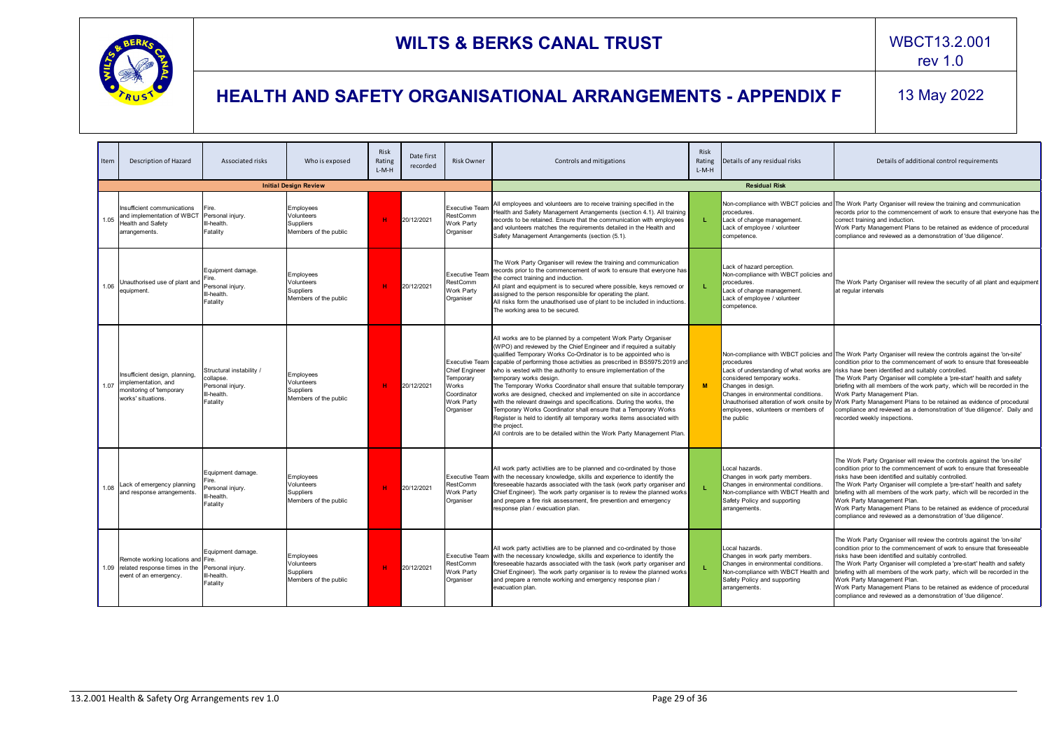# WILTS & BERKS CANAL TRUST

WBCT13.2.001
rev 1.0

## HEALTH AND SAFETY ORGANISATIONAL ARRANGEMENTS - APPENDIX F

13 May 2022

| Item | Description of Hazard | Associated risks | Who is exposed | Risk Rating L-M-H | Date first recorded | Risk Owner | Controls and mitigations | Risk Rating L-M-H | Details of any residual risks | Details of additional control requirements |
|---|---|---|---|---|---|---|---|---|---|---|
| | | | **Initial Design Review** | | | | | | **Residual Risk** | |
| 1.05 | Insufficient communications and implementation of WBCT Health and Safety arrangements. | Fire. Personal injury. Ill-health. Fatality | Employees Volunteers Suppliers Members of the public | H | 20/12/2021 | Executive Team RestComm Work Party Organiser | All employees and volunteers are to receive training specified in the Health and Safety Management Arrangements (section 4.1). All training records to be retained. Ensure that the communication with employees and volunteers matches the requirements detailed in the Health and Safety Management Arrangements (section (5.1). | L | Non-compliance with WBCT policies and procedures. Lack of change management. Lack of employee / volunteer competence. | The Work Party Organiser will review the training and communication records prior to the commencement of work to ensure that everyone has the correct training and induction. Work Party Management Plans to be retained as evidence of procedural compliance and reviewed as a demonstration of 'due diligence'. |
| 1.06 | Unauthorised use of plant and equipment. | Equipment damage. Fire. Personal injury. Ill-health. Fatality | Employees Volunteers Suppliers Members of the public | H | 20/12/2021 | Executive Team RestComm Work Party Organiser | The Work Party Organiser will review the training and communication records prior to the commencement of work to ensure that everyone has the correct training and induction. All plant and equipment is to be secured where possible, keys removed or assigned to the person responsible for operating the plant. All risks form the unauthorised use of plant to be included in inductions. The working area to be secured. | L | Lack of hazard perception. Non-compliance with WBCT policies and procedures. Lack of change management. Lack of employee / volunteer competence. | The Work Party Organiser will review the security of all plant and equipment at regular intervals |
| 1.07 | Insufficient design, planning, implementation, and monitoring of 'temporary works' situations. | Structural instability / collapse. Personal injury. Ill-health. Fatality | Employees Volunteers Suppliers Members of the public | H | 20/12/2021 | Executive Team Chief Engineer Temporary Works Coordinator Work Party Organiser | All works are to be planned by a competent Work Party Organiser (WPO) and reviewed by the Chief Engineer and if required a suitably qualified Temporary Works Co-Ordinator is to be appointed who is capable of performing those activities as prescribed in BS5975:2019 and who is vested with the authority to ensure implementation of the temporary works design. The Temporary Works Coordinator shall ensure that suitable temporary works are designed, checked and implemented on site in accordance with the relevant drawings and specifications. During the works, the Temporary Works Coordinator shall ensure that a Temporary Works Register is held to identify all temporary works items associated with the project. All controls are to be detailed within the Work Party Management Plan. | M | Non-compliance with WBCT policies and procedures Lack of understanding of what works are considered temporary works. Changes in design. Changes in environmental conditions. Unauthorised alteration of work onsite by employees, volunteers or members of the public | The Work Party Organiser will review the controls against the 'on-site' condition prior to the commencement of work to ensure that foreseeable risks have been identified and suitably controlled. The Work Party Organiser will complete a 'pre-start' health and safety briefing with all members of the work party, which will be recorded in the Work Party Management Plan. Work Party Management Plans to be retained as evidence of procedural compliance and reviewed as a demonstration of 'due diligence'. Daily and recorded weekly inspections. |
| 1.08 | Lack of emergency planning and response arrangements. | Equipment damage. Fire. Personal injury. Ill-health. Fatality | Employees Volunteers Suppliers Members of the public | H | 20/12/2021 | Executive Team RestComm Work Party Organiser | All work party activities are to be planned and co-ordinated by those with the necessary knowledge, skills and experience to identify the foreseeable hazards associated with the task (work party organiser and Chief Engineer). The work party organiser is to review the planned works and prepare a fire risk assessment, fire prevention and emergency response plan / evacuation plan. | L | Local hazards. Changes in work party members. Changes in environmental conditions. Non-compliance with WBCT Health and Safety Policy and supporting arrangements. | The Work Party Organiser will review the controls against the 'on-site' condition prior to the commencement of work to ensure that foreseeable risks have been identified and suitably controlled. The Work Party Organiser will complete a 'pre-start' health and safety briefing with all members of the work party, which will be recorded in the Work Party Management Plan. Work Party Management Plans to be retained as evidence of procedural compliance and reviewed as a demonstration of 'due diligence'. |
| 1.09 | Remote working locations and related response times in the event of an emergency. | Equipment damage. Fire. Personal injury. Ill-health. Fatality | Employees Volunteers Suppliers Members of the public | H | 20/12/2021 | Executive Team RestComm Work Party Organiser | All work party activities are to be planned and co-ordinated by those with the necessary knowledge, skills and experience to identify the foreseeable hazards associated with the task (work party organiser and Chief Engineer). The work party organiser is to review the planned works and prepare a remote working and emergency response plan / evacuation plan. | L | Local hazards. Changes in work party members. Changes in environmental conditions. Non-compliance with WBCT Health and Safety Policy and supporting arrangements. | The Work Party Organiser will review the controls against the 'on-site' condition prior to the commencement of work to ensure that foreseeable risks have been identified and suitably controlled. The Work Party Organiser will completed a 'pre-start' health and safety briefing with all members of the work party, which will be recorded in the Work Party Management Plan. Work Party Management Plans to be retained as evidence of procedural compliance and reviewed as a demonstration of 'due diligence'. |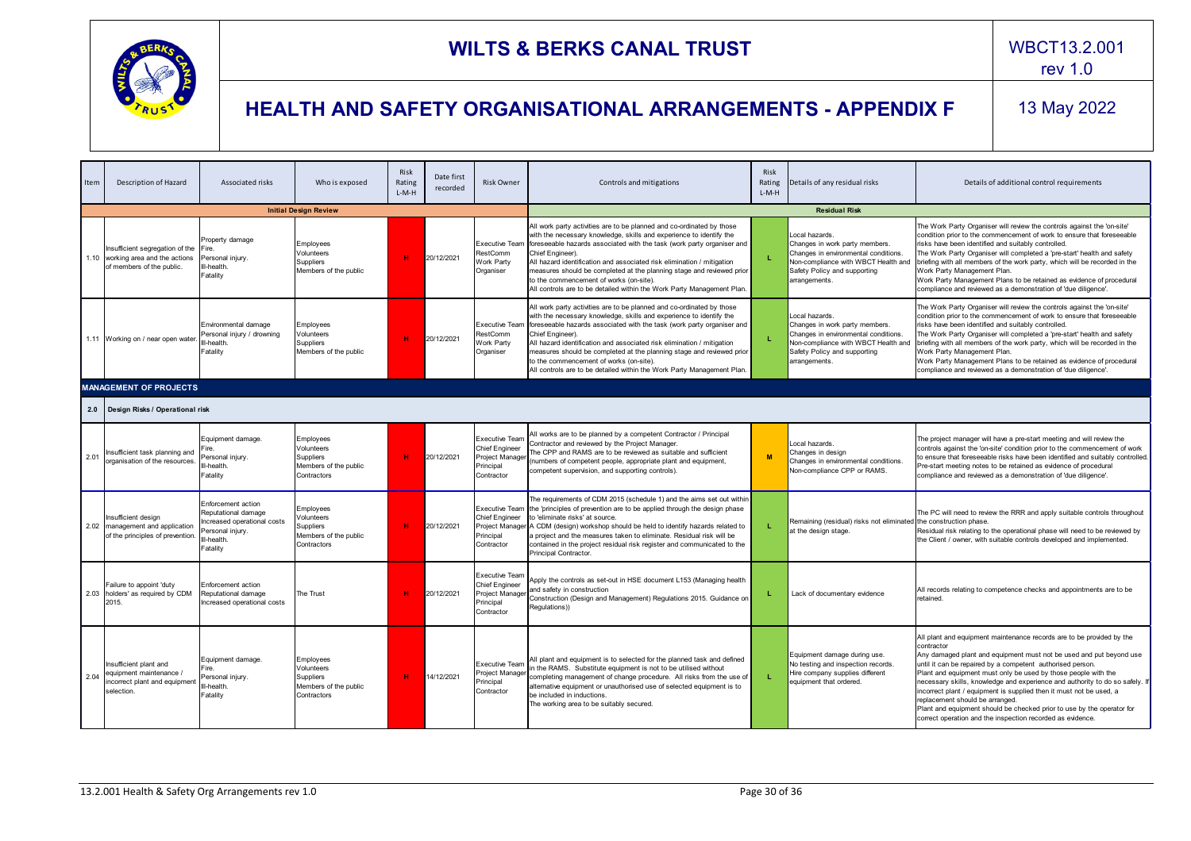# WILTS & BERKS CANAL TRUST

## HEALTH AND SAFETY ORGANISATIONAL ARRANGEMENTS - APPENDIX F

WBCT13.2.001 rev 1.0

13 May 2022

| Item | Description of Hazard | Associated risks | Who is exposed | Risk Rating L-M-H | Date first recorded | Risk Owner | Controls and mitigations | Risk Rating L-M-H | Details of any residual risks | Details of additional control requirements |
|---|---|---|---|---|---|---|---|---|---|---|
| | **Initial Design Review** | | | | | | **Residual Risk** | | | |
| 1.10 | Insufficient segregation of the working area and the actions of members of the public. | Property damage<br>Fire.<br>Personal injury.<br>Ill-health.<br>Fatality | Employees<br>Volunteers<br>Suppliers<br>Members of the public | H | 20/12/2021 | Executive Team<br>RestComm<br>Work Party Organiser | All work party activities are to be planned and co-ordinated by those with the necessary knowledge, skills and experience to identify the foreseeable hazards associated with the task (work party organiser and Chief Engineer).<br>All hazard identification and associated risk elimination / mitigation measures should be completed at the planning stage and reviewed prior to the commencement of works (on-site).<br>All controls are to be detailed within the Work Party Management Plan. | L | Local hazards.<br>Changes in work party members.<br>Changes in environmental conditions.<br>Non-compliance with WBCT Health and Safety Policy and supporting arrangements. | The Work Party Organiser will review the controls against the 'on-site' condition prior to the commencement of work to ensure that foreseeable risks have been identified and suitably controlled.<br>The Work Party Organiser will completed a 'pre-start' health and safety briefing with all members of the work party, which will be recorded in the Work Party Management Plan.<br>Work Party Management Plans to be retained as evidence of procedural compliance and reviewed as a demonstration of 'due diligence'. |
| 1.11 | Working on / near open water. | Environmental damage<br>Personal injury / drowning<br>Ill-health.<br>Fatality | Employees<br>Volunteers<br>Suppliers<br>Members of the public | H | 20/12/2021 | Executive Team<br>RestComm<br>Work Party Organiser | All work party activities are to be planned and co-ordinated by those with the necessary knowledge, skills and experience to identify the foreseeable hazards associated with the task (work party organiser and Chief Engineer).<br>All hazard identification and associated risk elimination / mitigation measures should be completed at the planning stage and reviewed prior to the commencement of works (on-site).<br>All controls are to be detailed within the Work Party Management Plan. | L | Local hazards.<br>Changes in work party members.<br>Changes in environmental conditions.<br>Non-compliance with WBCT Health and Safety Policy and supporting arrangements. | The Work Party Organiser will review the controls against the 'on-site' condition prior to the commencement of work to ensure that foreseeable risks have been identified and suitably controlled.<br>The Work Party Organiser will completed a 'pre-start' health and safety briefing with all members of the work party, which will be recorded in the Work Party Management Plan.<br>Work Party Management Plans to be retained as evidence of procedural compliance and reviewed as a demonstration of 'due diligence'. |
| **MANAGEMENT OF PROJECTS** | | | | | | | | | | |
| **2.0** | **Design Risks / Operational risk** | | | | | | | | | |
| 2.01 | Insufficient task planning and organisation of the resources. | Equipment damage.<br>Fire.<br>Personal injury.<br>Ill-health.<br>Fatality | Employees<br>Volunteers<br>Suppliers<br>Members of the public<br>Contractors | H | 20/12/2021 | Executive Team<br>Chief Engineer<br>Project Manager<br>Principal Contractor | All works are to be planned by a competent Contractor / Principal Contractor and reviewed by the Project Manager.<br>The CPP and RAMS are to be reviewed as suitable and sufficient (numbers of competent people, appropriate plant and equipment, competent supervision, and supporting controls). | M | Local hazards.<br>Changes in design<br>Changes in environmental conditions.<br>Non-compliance CPP or RAMS. | The project manager will have a pre-start meeting and will review the controls against the 'on-site' condition prior to the commencement of work to ensure that foreseeable risks have been identified and suitably controlled.<br>Pre-start meeting notes to be retained as evidence of procedural compliance and reviewed as a demonstration of 'due diligence'. |
| 2.02 | Insufficient design management and application of the principles of prevention. | Enforcement action<br>Reputational damage<br>Increased operational costs<br>Personal injury.<br>Ill-health.<br>Fatality | Employees<br>Volunteers<br>Suppliers<br>Members of the public<br>Contractors | H | 20/12/2021 | Executive Team<br>Chief Engineer<br>Project Manager<br>Principal Contractor | The requirements of CDM 2015 (schedule 1) and the aims set out within the 'principles of prevention are to be applied through the design phase to 'eliminate risks' at source.<br>A CDM (design) workshop should be held to identify hazards related to a project and the measures taken to eliminate. Residual risk will be contained in the project residual risk register and communicated to the Principal Contractor. | L | Remaining (residual) risks not eliminated at the design stage. | The PC will need to review the RRR and apply suitable controls throughout the construction phase.<br>Residual risk relating to the operational phase will need to be reviewed by the Client / owner, with suitable controls developed and implemented. |
| 2.03 | Failure to appoint 'duty holders' as required by CDM 2015. | Enforcement action<br>Reputational damage<br>Increased operational costs | The Trust | H | 20/12/2021 | Executive Team<br>Chief Engineer<br>Project Manager<br>Principal Contractor | Apply the controls as set-out in HSE document L153 (Managing health and safety in construction Construction (Design and Management) Regulations 2015. Guidance on Regulations)) | L | Lack of documentary evidence | All records relating to competence checks and appointments are to be retained. |
| 2.04 | Insufficient plant and equipment maintenance / incorrect plant and equipment selection. | Equipment damage.<br>Fire.<br>Personal injury.<br>Ill-health.<br>Fatality | Employees<br>Volunteers<br>Suppliers<br>Members of the public<br>Contractors | H | 14/12/2021 | Executive Team<br>Project Manager<br>Principal Contractor | All plant and equipment is to selected for the planned task and defined in the RAMS. Substitute equipment is not to be utilised without completing management of change procedure. All risks from the use of alternative equipment or unauthorised use of selected equipment is to be included in inductions.<br>The working area to be suitably secured. | L | Equipment damage during use.<br>No testing and inspection records.<br>Hire company supplies different equipment that ordered. | All plant and equipment maintenance records are to be provided by the contractor<br>Any damaged plant and equipment must not be used and put beyond use until it can be repaired by a competent authorised person.<br>Plant and equipment must only be used by those people with the necessary skills, knowledge and experience and authority to do so safely. If incorrect plant / equipment is supplied then it must not be used, a replacement should be arranged.<br>Plant and equipment should be checked prior to use by the operator for correct operation and the inspection recorded as evidence. |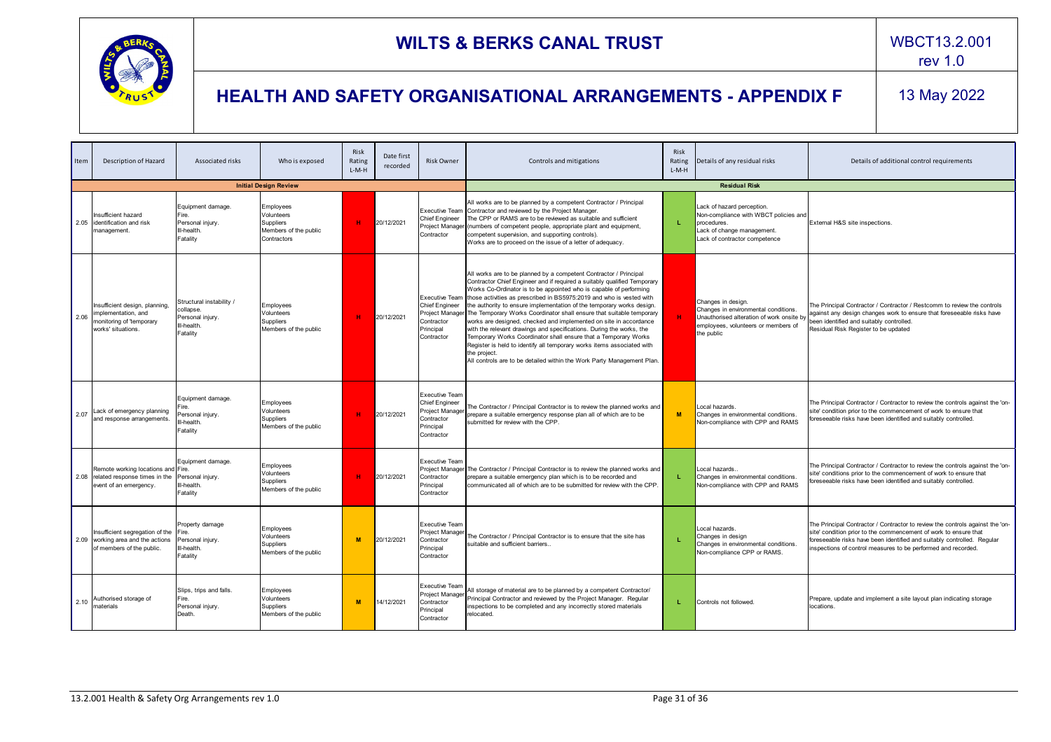# WILTS & BERKS CANAL TRUST

WBCT13.2.001
rev 1.0

## HEALTH AND SAFETY ORGANISATIONAL ARRANGEMENTS - APPENDIX F

13 May 2022

| Item | Description of Hazard | Associated risks | Who is exposed | Risk Rating L-M-H | Date first recorded | Risk Owner | Controls and mitigations | Risk Rating L-M-H | Details of any residual risks | Details of additional control requirements |
|---|---|---|---|---|---|---|---|---|---|---|
| | | | **Initial Design Review** | | | | | | **Residual Risk** | |
| 2.05 | Insufficient hazard identification and risk management. | Equipment damage. Fire. Personal injury. Ill-health. Fatality | Employees Volunteers Suppliers Members of the public Contractors | H | 20/12/2021 | Executive Team Chief Engineer Project Manager Contractor | All works are to be planned by a competent Contractor / Principal Contractor and reviewed by the Project Manager. The CPP or RAMS are to be reviewed as suitable and sufficient (numbers of competent people, appropriate plant and equipment, competent supervision, and supporting controls). Works are to proceed on the issue of a letter of adequacy. | L | Lack of hazard perception. Non-compliance with WBCT policies and procedures. Lack of change management. Lack of contractor competence | External H&S site inspections. |
| 2.06 | Insufficient design, planning, implementation, and monitoring of 'temporary works' situations. | Structural instability / collapse. Personal injury. Ill-health. Fatality | Employees Volunteers Suppliers Members of the public | H | 20/12/2021 | Executive Team Chief Engineer Project Manager Contractor Principal Contractor | All works are to be planned by a competent Contractor / Principal Contractor Chief Engineer and if required a suitably qualified Temporary Works Co-Ordinator is to be appointed who is capable of performing those activities as prescribed in BS5975:2019 and who is vested with the authority to ensure implementation of the temporary works design. The Temporary Works Coordinator shall ensure that suitable temporary works are designed, checked and implemented on site in accordance with the relevant drawings and specifications. During the works, the Temporary Works Coordinator shall ensure that a Temporary Works Register is held to identify all temporary works items associated with the project. All controls are to be detailed within the Work Party Management Plan. | H | Changes in design. Changes in environmental conditions. Unauthorised alteration of work onsite by employees, volunteers or members of the public | The Principal Contractor / Contractor / Restcomm to review the controls against any design changes work to ensure that foreseeable risks have been identified and suitably controlled. Residual Risk Register to be updated |
| 2.07 | Lack of emergency planning and response arrangements. | Equipment damage. Fire. Personal injury. Ill-health. Fatality | Employees Volunteers Suppliers Members of the public | H | 20/12/2021 | Executive Team Chief Engineer Project Manager Contractor Principal Contractor | The Contractor / Principal Contractor is to review the planned works and prepare a suitable emergency response plan all of which are to be submitted for review with the CPP. | M | Local hazards. Changes in environmental conditions. Non-compliance with CPP and RAMS | The Principal Contractor / Contractor to review the controls against the 'on-site' condition prior to the commencement of work to ensure that foreseeable risks have been identified and suitably controlled. |
| 2.08 | Remote working locations and related response times in the event of an emergency. | Equipment damage. Fire. Personal injury. Ill-health. Fatality | Employees Volunteers Suppliers Members of the public | H | 20/12/2021 | Executive Team Project Manager Contractor Principal Contractor | The Contractor / Principal Contractor is to review the planned works and prepare a suitable emergency plan which is to be recorded and communicated all of which are to be submitted for review with the CPP. | L | Local hazards.. Changes in environmental conditions. Non-compliance with CPP and RAMS | The Principal Contractor / Contractor to review the controls against the 'on-site' conditions prior to the commencement of work to ensure that foreseeable risks have been identified and suitably controlled. |
| 2.09 | Insufficient segregation of the working area and the actions of members of the public. | Property damage Fire. Personal injury. Ill-health. Fatality | Employees Volunteers Suppliers Members of the public | M | 20/12/2021 | Executive Team Project Manager Contractor Principal Contractor | The Contractor / Principal Contractor is to ensure that the site has suitable and sufficient barriers.. | L | Local hazards. Changes in design Changes in environmental conditions. Non-compliance CPP or RAMS. | The Principal Contractor / Contractor to review the controls against the 'on-site' condition prior to the commencement of work to ensure that foreseeable risks have been identified and suitably controlled. Regular inspections of control measures to be performed and recorded. |
| 2.10 | Authorised storage of materials | Slips, trips and falls. Fire. Personal injury. Death. | Employees Volunteers Suppliers Members of the public | M | 14/12/2021 | Executive Team Project Manager Contractor Principal Contractor | All storage of material are to be planned by a competent Contractor/ Principal Contractor and reviewed by the Project Manager. Regular inspections to be completed and any incorrectly stored materials relocated. | L | Controls not followed. | Prepare, update and implement a site layout plan indicating storage locations. |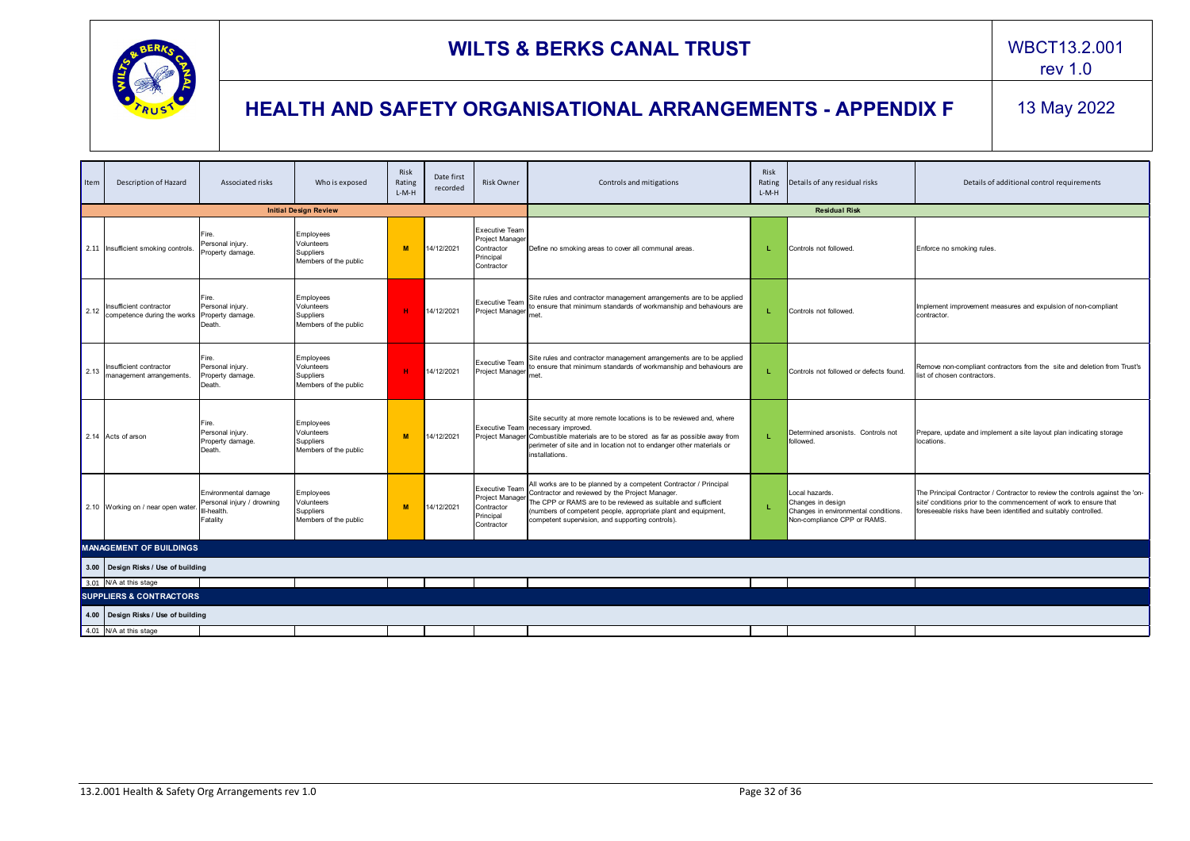# WILTS & BERKS CANAL TRUST

## HEALTH AND SAFETY ORGANISATIONAL ARRANGEMENTS - APPENDIX F

WBCT13.2.001 rev 1.0

13 May 2022

| Item | Description of Hazard | Associated risks | Who is exposed | Risk Rating L-M-H | Date first recorded | Risk Owner | Controls and mitigations | Risk Rating L-M-H | Details of any residual risks | Details of additional control requirements |
|---|---|---|---|---|---|---|---|---|---|---|
| | | | **Initial Design Review** | | | | | | **Residual Risk** | |
| 2.11 | Insufficient smoking controls. | Fire. Personal injury. Property damage. | Employees Volunteers Suppliers Members of the public | M | 14/12/2021 | Executive Team Project Manager Contractor Principal Contractor | Define no smoking areas to cover all communal areas. | L | Controls not followed. | Enforce no smoking rules. |
| 2.12 | Insufficient contractor competence during the works | Fire. Personal injury. Property damage. Death. | Employees Volunteers Suppliers Members of the public | H | 14/12/2021 | Executive Team Project Manager | Site rules and contractor management arrangements are to be applied to ensure that minimum standards of workmanship and behaviours are met. | L | Controls not followed. | Implement improvement measures and expulsion of non-compliant contractor. |
| 2.13 | Insufficient contractor management arrangements. | Fire. Personal injury. Property damage. Death. | Employees Volunteers Suppliers Members of the public | H | 14/12/2021 | Executive Team Project Manager | Site rules and contractor management arrangements are to be applied to ensure that minimum standards of workmanship and behaviours are met. | L | Controls not followed or defects found. | Remove non-compliant contractors from the site and deletion from Trust's list of chosen contractors. |
| 2.14 | Acts of arson | Fire. Personal injury. Property damage. Death. | Employees Volunteers Suppliers Members of the public | M | 14/12/2021 | Executive Team Project Manager | Site security at more remote locations is to be reviewed and, where necessary improved. Combustible materials are to be stored as far as possible away from perimeter of site and in location not to endanger other materials or installations. | L | Determined arsonists. Controls not followed. | Prepare, update and implement a site layout plan indicating storage locations. |
| 2.10 | Working on / near open water. | Environmental damage Personal injury / drowning Ill-health. Fatality | Employees Volunteers Suppliers Members of the public | M | 14/12/2021 | Executive Team Project Manager Contractor Principal Contractor | All works are to be planned by a competent Contractor / Principal Contractor and reviewed by the Project Manager. The CPP or RAMS are to be reviewed as suitable and sufficient (numbers of competent people, appropriate plant and equipment, competent supervision, and supporting controls). | L | Local hazards. Changes in design Changes in environmental conditions. Non-compliance CPP or RAMS. | The Principal Contractor / Contractor to review the controls against the 'on-site' conditions prior to the commencement of work to ensure that foreseeable risks have been identified and suitably controlled. |
| **MANAGEMENT OF BUILDINGS** | | | | | | | | | | |
| **3.00** | **Design Risks / Use of building** | | | | | | | | | |
| 3.01 | N/A at this stage | | | | | | | | | |
| **SUPPLIERS & CONTRACTORS** | | | | | | | | | | |
| **4.00** | **Design Risks / Use of building** | | | | | | | | | |
| 4.01 | N/A at this stage | | | | | | | | | |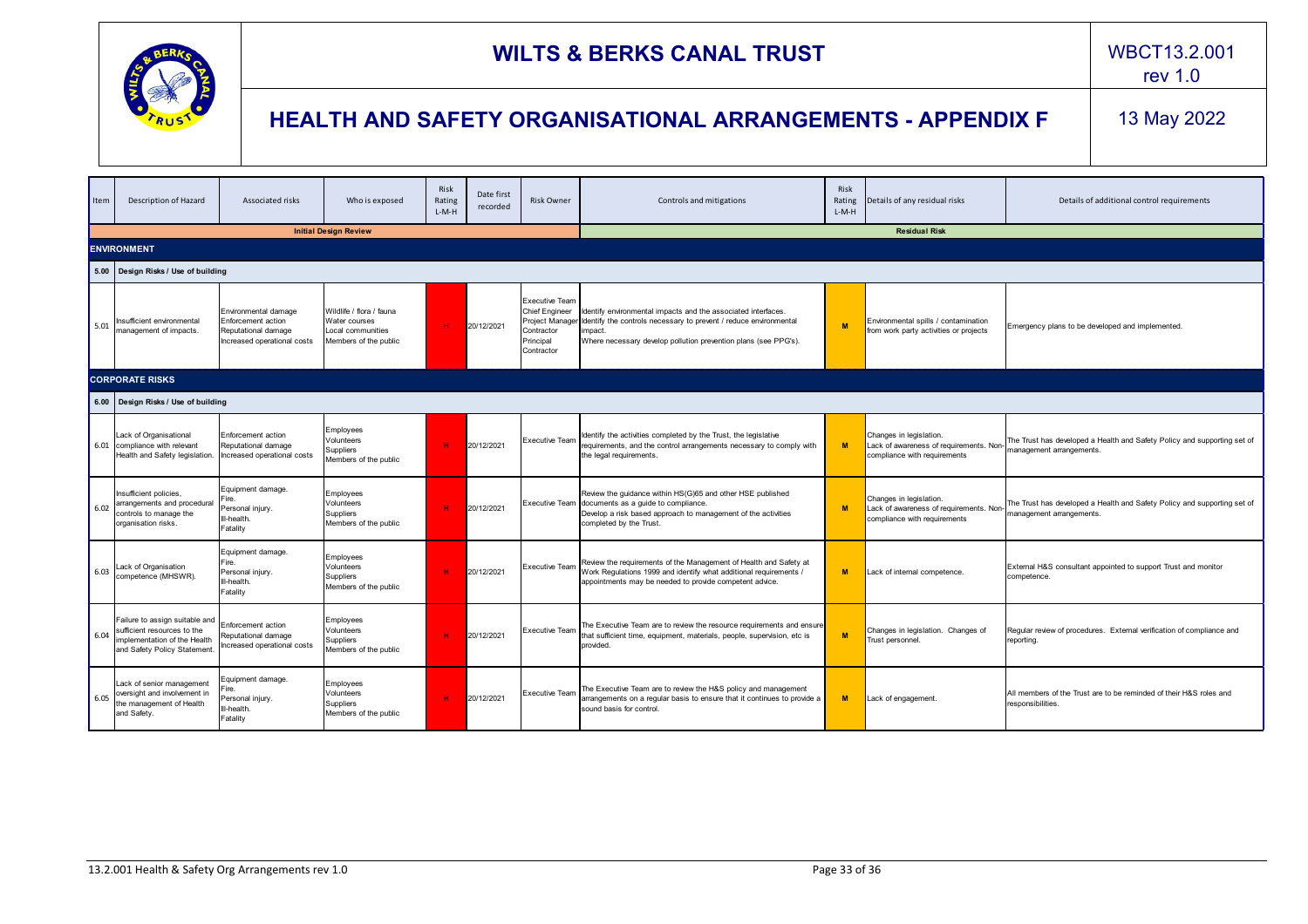# WILTS & BERKS CANAL TRUST

## HEALTH AND SAFETY ORGANISATIONAL ARRANGEMENTS - APPENDIX F

WBCT13.2.001 rev 1.0

13 May 2022

| Item | Description of Hazard | Associated risks | Who is exposed | Risk Rating L-M-H | Date first recorded | Risk Owner | Controls and mitigations | Risk Rating L-M-H | Details of any residual risks | Details of additional control requirements |
|---|---|---|---|---|---|---|---|---|---|---|
| | | | **Initial Design Review** | | | | | | **Residual Risk** | |
| **ENVIRONMENT** | | | | | | | | | | |
| **5.00** | **Design Risks / Use of building** | | | | | | | | | |
| 5.01 | Insufficient environmental management of impacts. | Environmental damage<br>Enforcement action<br>Reputational damage<br>Increased operational costs | Wildlife / flora / fauna<br>Water courses<br>Local communities<br>Members of the public | H | 20/12/2021 | Executive Team<br>Chief Engineer<br>Project Manager<br>Contractor<br>Principal Contractor | Identify environmental impacts and the associated interfaces.<br>Identify the controls necessary to prevent / reduce environmental impact.<br>Where necessary develop pollution prevention plans (see PPG's). | M | Environmental spills / contamination from work party activities or projects | Emergency plans to be developed and implemented. |
| **CORPORATE RISKS** | | | | | | | | | | |
| **6.00** | **Design Risks / Use of building** | | | | | | | | | |
| 6.01 | Lack of Organisational compliance with relevant Health and Safety legislation. | Enforcement action<br>Reputational damage<br>Increased operational costs | Employees<br>Volunteers<br>Suppliers<br>Members of the public | H | 20/12/2021 | Executive Team | Identify the activities completed by the Trust, the legislative requirements, and the control arrangements necessary to comply with the legal requirements. | M | Changes in legislation.<br>Lack of awareness of requirements. Non-compliance with requirements | The Trust has developed a Health and Safety Policy and supporting set of management arrangements. |
| 6.02 | Insufficient policies, arrangements and procedural controls to manage the organisation risks. | Equipment damage.<br>Fire.<br>Personal injury.<br>Ill-health.<br>Fatality | Employees<br>Volunteers<br>Suppliers<br>Members of the public | H | 20/12/2021 | Executive Team | Review the guidance within HS(G)65 and other HSE published documents as a guide to compliance.<br>Develop a risk based approach to management of the activities completed by the Trust. | M | Changes in legislation.<br>Lack of awareness of requirements. Non-compliance with requirements | The Trust has developed a Health and Safety Policy and supporting set of management arrangements. |
| 6.03 | Lack of Organisation competence (MHSWR). | Equipment damage.<br>Fire.<br>Personal injury.<br>Ill-health.<br>Fatality | Employees<br>Volunteers<br>Suppliers<br>Members of the public | H | 20/12/2021 | Executive Team | Review the requirements of the Management of Health and Safety at Work Regulations 1999 and identify what additional requirements / appointments may be needed to provide competent advice. | M | Lack of internal competence. | External H&S consultant appointed to support Trust and monitor competence. |
| 6.04 | Failure to assign suitable and sufficient resources to the implementation of the Health and Safety Policy Statement. | Enforcement action<br>Reputational damage<br>Increased operational costs | Employees<br>Volunteers<br>Suppliers<br>Members of the public | H | 20/12/2021 | Executive Team | The Executive Team are to review the resource requirements and ensure that sufficient time, equipment, materials, people, supervision, etc is provided. | M | Changes in legislation. Changes of Trust personnel. | Regular review of procedures. External verification of compliance and reporting. |
| 6.05 | Lack of senior management oversight and involvement in the management of Health and Safety. | Equipment damage.<br>Fire.<br>Personal injury.<br>Ill-health.<br>Fatality | Employees<br>Volunteers<br>Suppliers<br>Members of the public | H | 20/12/2021 | Executive Team | The Executive Team are to review the H&S policy and management arrangements on a regular basis to ensure that it continues to provide a sound basis for control. | M | Lack of engagement. | All members of the Trust are to be reminded of their H&S roles and responsibilities. |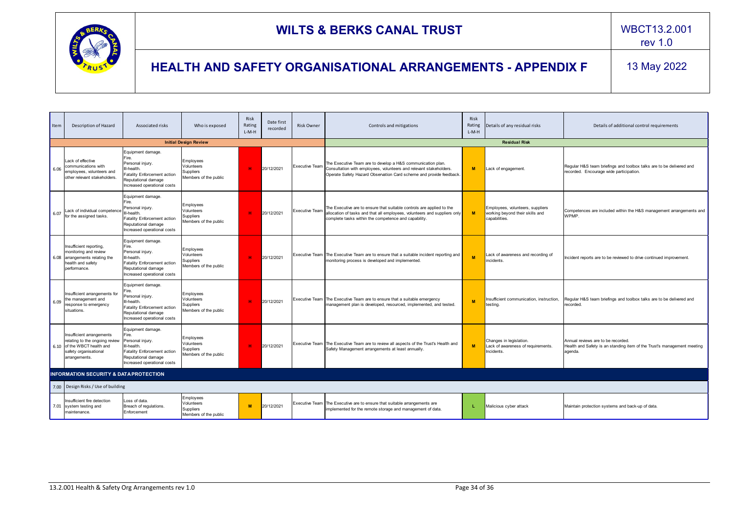| Item | Description of Hazard | Associated risks | Who is exposed | Risk Rating L-M-H | Date first recorded | Risk Owner | Controls and mitigations | Risk Rating L-M-H | Details of any residual risks | Details of additional control requirements |
|---|---|---|---|---|---|---|---|---|---|---|
| | | | **Initial Design Review** | | | | | | **Residual Risk** | |
| 6.06 | Lack of effective communications with employees, volunteers and other relevant stakeholders. | Equipment damage. Fire. Personal injury. Ill-health. Fatality Enforcement action Reputational damage Increased operational costs | Employees Volunteers Suppliers Members of the public | H | 20/12/2021 | Executive Team | The Executive Team are to develop a H&S communication plan. Consultation with employees, volunteers and relevant stakeholders. Operate Safety Hazard Observation Card scheme and provide feedback. | M | Lack of engagement. | Regular H&S team briefings and toolbox talks are to be delivered and recorded. Encourage wide participation. |
| 6.07 | Lack of individual competence for the assigned tasks. | Equipment damage. Fire. Personal injury. Ill-health. Fatality Enforcement action Reputational damage Increased operational costs | Employees Volunteers Suppliers Members of the public | H | 20/12/2021 | Executive Team | The Executive are to ensure that suitable controls are applied to the allocation of tasks and that all employees, volunteers and suppliers only complete tasks within the competence and capability. | M | Employees, volunteers, suppliers working beyond their skills and capabilities. | Competences are included within the H&S management arrangements and WPMP. |
| 6.08 | Insufficient reporting, monitoring and review arrangements relating the health and safety performance. | Equipment damage. Fire. Personal injury. Ill-health. Fatality Enforcement action Reputational damage Increased operational costs | Employees Volunteers Suppliers Members of the public | H | 20/12/2021 | Executive Team | The Executive Team are to ensure that a suitable incident reporting and monitoring process is developed and implemented. | M | Lack of awareness and recording of incidents. | Incident reports are to be reviewed to drive continued improvement. |
| 6.09 | Insufficient arrangements for the management and response to emergency situations. | Equipment damage. Fire. Personal injury. Ill-health. Fatality Enforcement action Reputational damage Increased operational costs | Employees Volunteers Suppliers Members of the public | H | 20/12/2021 | Executive Team | The Executive Team are to ensure that a suitable emergency management plan is developed, resourced, implemented, and tested. | M | Insufficient communication, instruction, testing. | Regular H&S team briefings and toolbox talks are to be delivered and recorded. |
| 6.10 | Insufficient arrangements relating to the ongoing review of the WBCT health and safety organisational arrangements. | Equipment damage. Fire. Personal injury. Ill-health. Fatality Enforcement action Reputational damage Increased operational costs | Employees Volunteers Suppliers Members of the public | H | 20/12/2021 | Executive Team | The Executive Team are to review all aspects of the Trust's Health and Safety Management arrangements at least annually. | M | Changes in legislation. Lack of awareness of requirements. Incidents. | Annual reviews are to be recorded. Health and Safety is an standing item of the Trust's management meeting agenda. |
| **INFORMATION SECURITY & DATA PROTECTION** | | | | | | | | | | |
| 7.00 | Design Risks / Use of building | | | | | | | | | |
| 7.01 | Insufficient fire detection system testing and maintenance. | Loss of data. Breach of regulations. Enforcement | Employees Volunteers Suppliers Members of the public | M | 20/12/2021 | Executive Team | The Executive are to ensure that suitable arrangements are implemented for the remote storage and management of data. | L | Malicious cyber attack | Maintain protection systems and back-up of data. |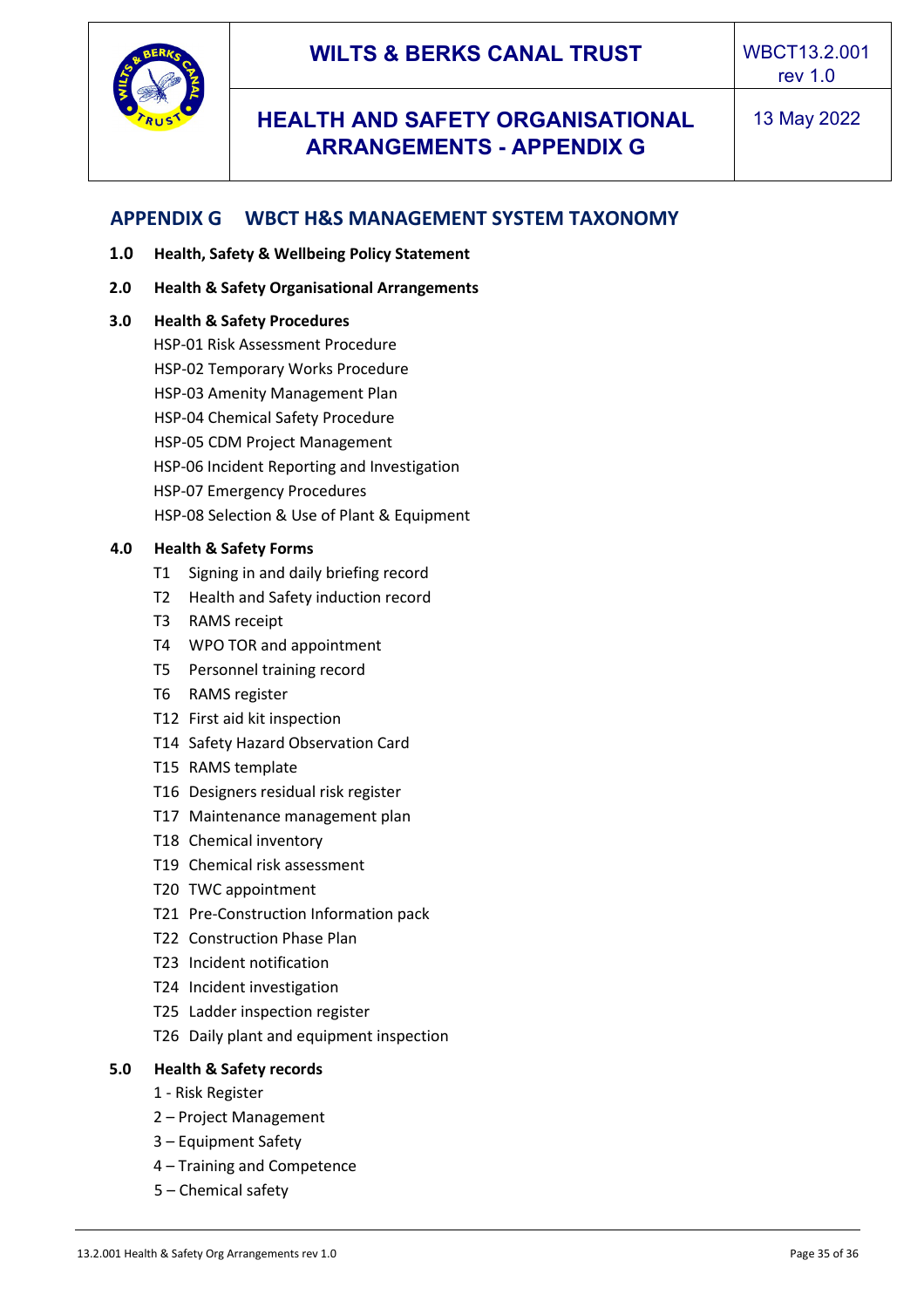## APPENDIX G WBCT H&S MANAGEMENT SYSTEM TAXONOMY

**1.0 Health, Safety & Wellbeing Policy Statement**

**2.0 Health & Safety Organisational Arrangements**

**3.0 Health & Safety Procedures**

- HSP-01 Risk Assessment Procedure
- HSP-02 Temporary Works Procedure
- HSP-03 Amenity Management Plan
- HSP-04 Chemical Safety Procedure
- HSP-05 CDM Project Management
- HSP-06 Incident Reporting and Investigation
- HSP-07 Emergency Procedures
- HSP-08 Selection & Use of Plant & Equipment

**4.0 Health & Safety Forms**

- T1 Signing in and daily briefing record
- T2 Health and Safety induction record
- T3 RAMS receipt
- T4 WPO TOR and appointment
- T5 Personnel training record
- T6 RAMS register
- T12 First aid kit inspection
- T14 Safety Hazard Observation Card
- T15 RAMS template
- T16 Designers residual risk register
- T17 Maintenance management plan
- T18 Chemical inventory
- T19 Chemical risk assessment
- T20 TWC appointment
- T21 Pre-Construction Information pack
- T22 Construction Phase Plan
- T23 Incident notification
- T24 Incident investigation
- T25 Ladder inspection register
- T26 Daily plant and equipment inspection

**5.0 Health & Safety records**

- 1 - Risk Register
- 2 – Project Management
- 3 – Equipment Safety
- 4 – Training and Competence
- 5 – Chemical safety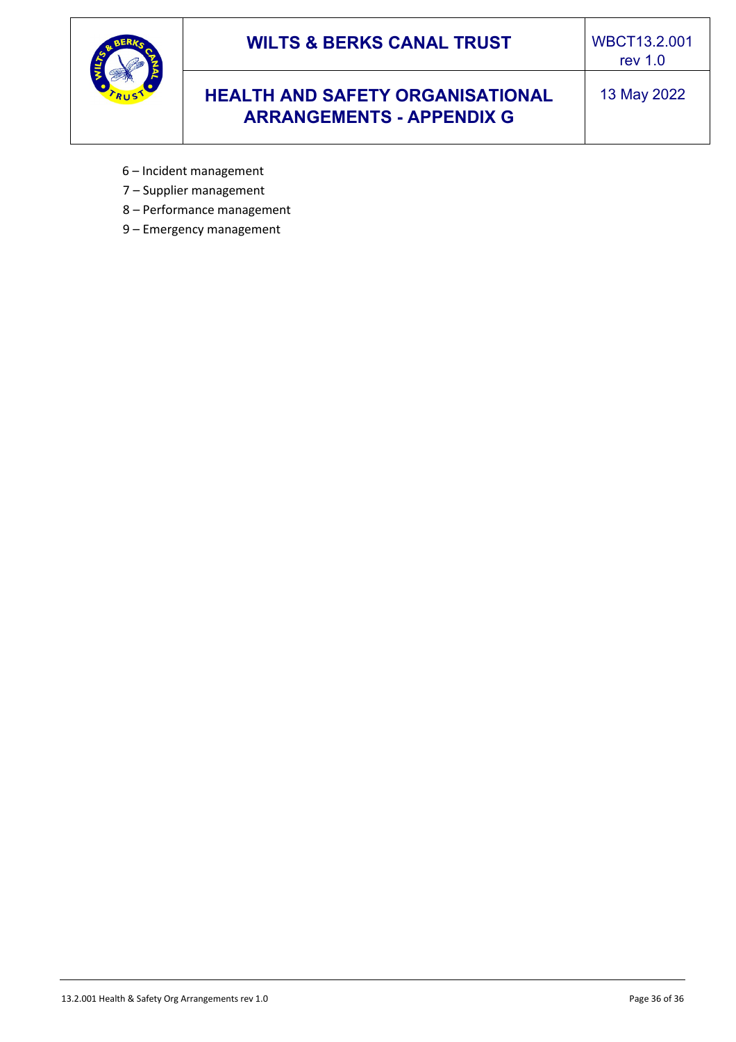6 – Incident management

7 – Supplier management

8 – Performance management

9 – Emergency management